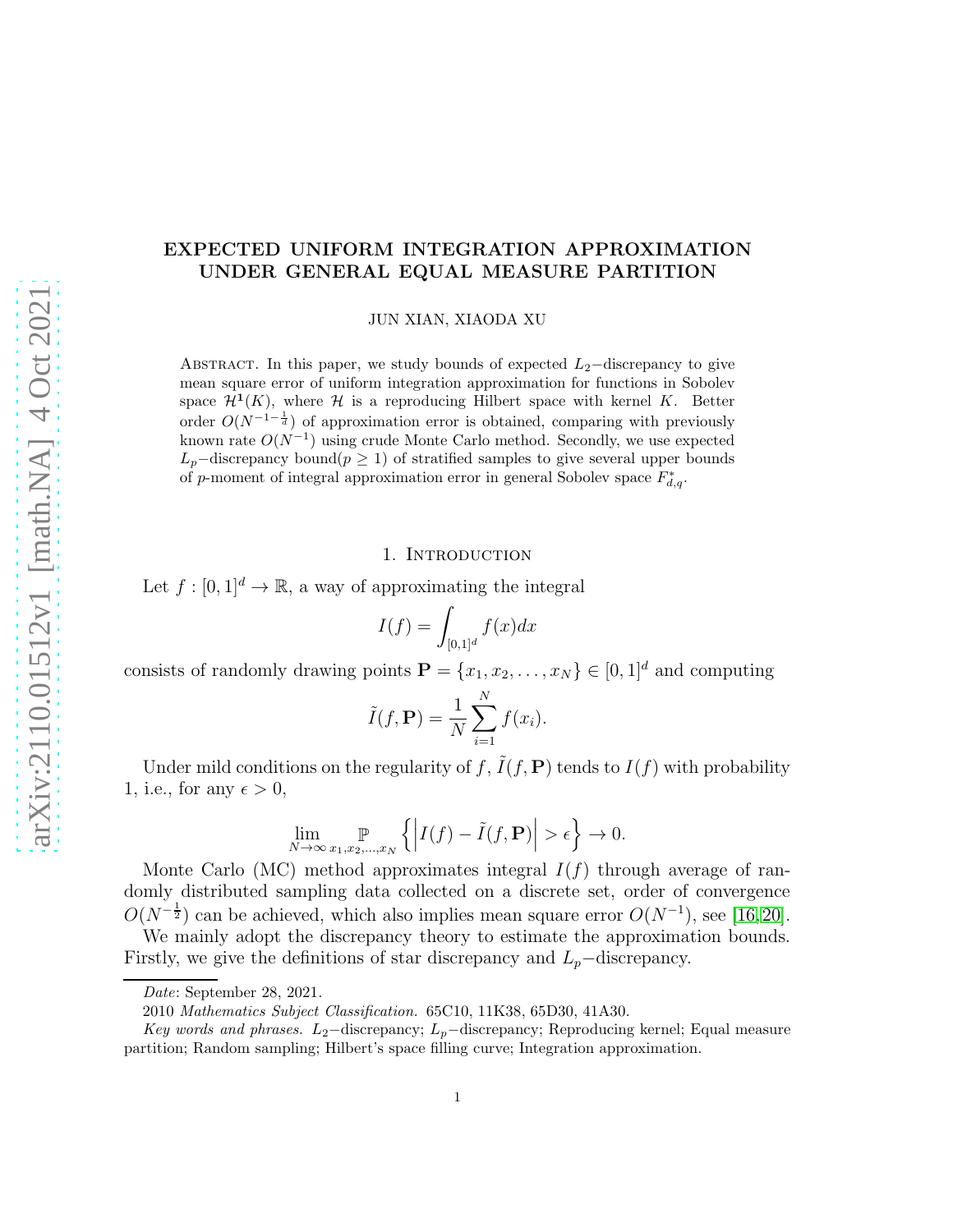# EXPECTED UNIFORM INTEGRATION APPROXIMATION UNDER GENERAL EQUAL MEASURE PARTITION

JUN XIAN, XIAODA XU

Abstract. In this paper, we study bounds of expected $L_2-$discrepancy to give mean square error of uniform integration approximation for functions in Sobolev space $\mathcal{H}^{\mathbf{1}}(K)$, where $\mathcal{H}$ is a reproducing Hilbert space with kernel $K$. Better order $O(N^{-1-\frac{1}{d}})$ of approximation error is obtained, comparing with previously known rate $O(N^{-1})$ using crude Monte Carlo method. Secondly, we use expected $L_p-$discrepancy bound($p \geq 1$) of stratified samples to give several upper bounds of $p$-moment of integral approximation error in general Sobolev space $F^{*}_{d,q}$.

## 1. Introduction

Let $f : [0,1]^d \to \mathbb{R}$, a way of approximating the integral

$$I(f) = \int_{[0,1]^d} f(x)dx$$

consists of randomly drawing points $\mathbf{P} = \{x_1, x_2, \ldots, x_N\} \in [0,1]^d$ and computing

$$\tilde{I}(f, \mathbf{P}) = \frac{1}{N}\sum_{i=1}^{N} f(x_i).$$

Under mild conditions on the regularity of $f$, $\tilde{I}(f, \mathbf{P})$ tends to $I(f)$ with probability 1, i.e., for any $\epsilon > 0$,

$$\lim_{N\to\infty} \mathbb{P}_{x_1,x_2,\ldots,x_N} \left\{ \left| I(f) - \tilde{I}(f, \mathbf{P}) \right| > \epsilon \right\} \to 0.$$

Monte Carlo (MC) method approximates integral $I(f)$ through average of randomly distributed sampling data collected on a discrete set, order of convergence $O(N^{-\frac{1}{2}})$ can be achieved, which also implies mean square error $O(N^{-1})$, see [16,20].

We mainly adopt the discrepancy theory to estimate the approximation bounds. Firstly, we give the definitions of star discrepancy and $L_p-$discrepancy.

*Date*: September 28, 2021.

2010 *Mathematics Subject Classification.* 65C10, 11K38, 65D30, 41A30.

*Key words and phrases.* $L_2-$discrepancy; $L_p-$discrepancy; Reproducing kernel; Equal measure partition; Random sampling; Hilbert's space filling curve; Integration approximation.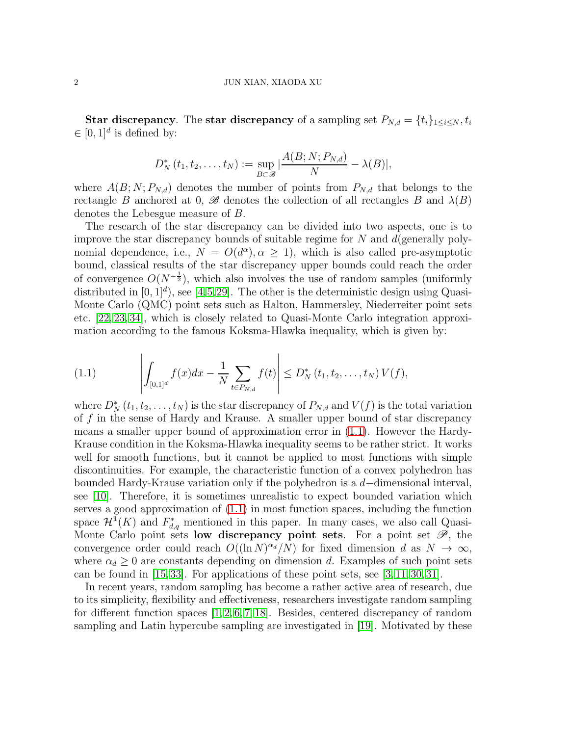**Star discrepancy**. The **star discrepancy** of a sampling set $P_{N,d} = \{t_i\}_{1\leq i\leq N}, t_i \in [0,1]^d$ is defined by:

$$D_N^*(t_1, t_2, \ldots, t_N) := \sup_{B\subset \mathscr{B}} \left|\frac{A(B;N;P_{N,d})}{N} - \lambda(B)\right|,$$

where $A(B;N;P_{N,d})$ denotes the number of points from $P_{N,d}$ that belongs to the rectangle $B$ anchored at 0, $\mathscr{B}$ denotes the collection of all rectangles $B$ and $\lambda(B)$ denotes the Lebesgue measure of $B$.

The research of the star discrepancy can be divided into two aspects, one is to improve the star discrepancy bounds of suitable regime for $N$ and $d$(generally polynomial dependence, i.e., $N = O(d^\alpha), \alpha \geq 1$), which is also called pre-asymptotic bound, classical results of the star discrepancy upper bounds could reach the order of convergence $O(N^{-\frac{1}{2}})$, which also involves the use of random samples (uniformly distributed in $[0,1]^d$), see [4,5,29]. The other is the deterministic design using Quasi-Monte Carlo (QMC) point sets such as Halton, Hammersley, Niederreiter point sets etc. [22,23,34], which is closely related to Quasi-Monte Carlo integration approximation according to the famous Koksma-Hlawka inequality, which is given by:

$$\left|\int_{[0,1]^d} f(x)dx - \frac{1}{N}\sum_{t\in P_{N,d}} f(t)\right| \leq D_N^*(t_1, t_2, \ldots, t_N)\, V(f), \tag{1.1}$$

where $D_N^*(t_1, t_2, \ldots, t_N)$ is the star discrepancy of $P_{N,d}$ and $V(f)$ is the total variation of $f$ in the sense of Hardy and Krause. A smaller upper bound of star discrepancy means a smaller upper bound of approximation error in (1.1). However the Hardy-Krause condition in the Koksma-Hlawka inequality seems to be rather strict. It works well for smooth functions, but it cannot be applied to most functions with simple discontinuities. For example, the characteristic function of a convex polyhedron has bounded Hardy-Krause variation only if the polyhedron is a $d-$dimensional interval, see [10]. Therefore, it is sometimes unrealistic to expect bounded variation which serves a good approximation of (1.1) in most function spaces, including the function space $\mathcal{H}^{\mathbf{1}}(K)$ and $F_{d,q}^*$ mentioned in this paper. In many cases, we also call Quasi-Monte Carlo point sets **low discrepancy point sets**. For a point set $\mathscr{P}$, the convergence order could reach $O((\ln N)^{\alpha_d}/N)$ for fixed dimension $d$ as $N \to \infty$, where $\alpha_d \geq 0$ are constants depending on dimension $d$. Examples of such point sets can be found in [15,33]. For applications of these point sets, see [3,11,30,31].

In recent years, random sampling has become a rather active area of research, due to its simplicity, flexibility and effectiveness, researchers investigate random sampling for different function spaces [1,2,6,7,18]. Besides, centered discrepancy of random sampling and Latin hypercube sampling are investigated in [19]. Motivated by these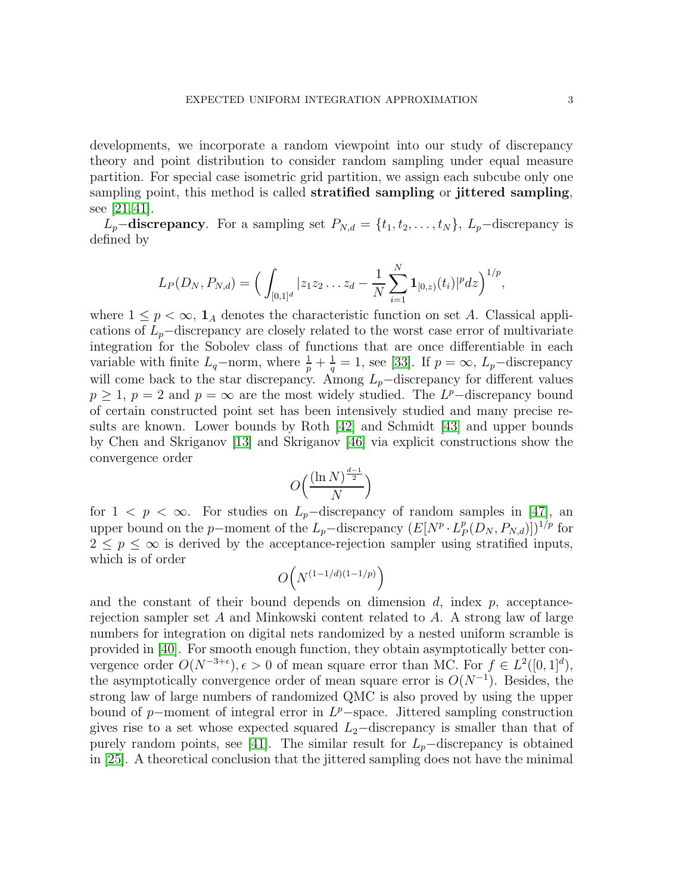developments, we incorporate a random viewpoint into our study of discrepancy theory and point distribution to consider random sampling under equal measure partition. For special case isometric grid partition, we assign each subcube only one sampling point, this method is called **stratified sampling** or **jittered sampling**, see [21,41].

$L_p-$**discrepancy**. For a sampling set $P_{N,d} = \{t_1, t_2, \ldots, t_N\}$, $L_p-$discrepancy is defined by

$$L_P(D_N, P_{N,d}) = \Big( \int_{[0,1]^d} |z_1 z_2 \ldots z_d - \frac{1}{N} \sum_{i=1}^{N} \mathbf{1}_{[0,z)}(t_i)|^p dz \Big)^{1/p},$$

where $1 \leq p < \infty$, $\mathbf{1}_A$ denotes the characteristic function on set $A$. Classical applications of $L_p-$discrepancy are closely related to the worst case error of multivariate integration for the Sobolev class of functions that are once differentiable in each variable with finite $L_q-$norm, where $\frac{1}{p} + \frac{1}{q} = 1$, see [33]. If $p = \infty$, $L_p-$discrepancy will come back to the star discrepancy. Among $L_p-$discrepancy for different values $p \geq 1$, $p = 2$ and $p = \infty$ are the most widely studied. The $L^p-$discrepancy bound of certain constructed point set has been intensively studied and many precise results are known. Lower bounds by Roth [42] and Schmidt [43] and upper bounds by Chen and Skriganov [13] and Skriganov [46] via explicit constructions show the convergence order

$$O\Big(\frac{(\ln N)^{\frac{d-1}{2}}}{N}\Big)$$

for $1 < p < \infty$. For studies on $L_p-$discrepancy of random samples in [47], an upper bound on the $p-$moment of the $L_p-$discrepancy $(E[N^p \cdot L_P^p(D_N, P_{N,d})])^{1/p}$ for $2 \leq p \leq \infty$ is derived by the acceptance-rejection sampler using stratified inputs, which is of order

$$O\Big(N^{(1-1/d)(1-1/p)}\Big)$$

and the constant of their bound depends on dimension $d$, index $p$, acceptance-rejection sampler set $A$ and Minkowski content related to $A$. A strong law of large numbers for integration on digital nets randomized by a nested uniform scramble is provided in [40]. For smooth enough function, they obtain asymptotically better convergence order $O(N^{-3+\epsilon}), \epsilon > 0$ of mean square error than MC. For $f \in L^2([0,1]^d)$, the asymptotically convergence order of mean square error is $O(N^{-1})$. Besides, the strong law of large numbers of randomized QMC is also proved by using the upper bound of $p-$moment of integral error in $L^p-$space. Jittered sampling construction gives rise to a set whose expected squared $L_2-$discrepancy is smaller than that of purely random points, see [41]. The similar result for $L_p-$discrepancy is obtained in [25]. A theoretical conclusion that the jittered sampling does not have the minimal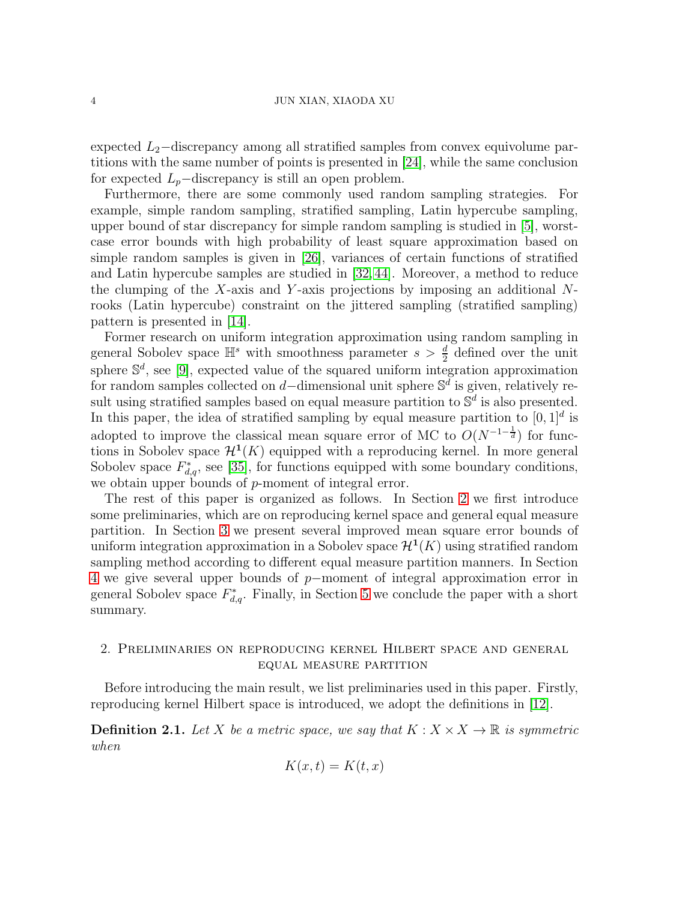expected $L_2-$discrepancy among all stratified samples from convex equivolume partitions with the same number of points is presented in [24], while the same conclusion for expected $L_p-$discrepancy is still an open problem.

Furthermore, there are some commonly used random sampling strategies. For example, simple random sampling, stratified sampling, Latin hypercube sampling, upper bound of star discrepancy for simple random sampling is studied in [5], worst-case error bounds with high probability of least square approximation based on simple random samples is given in [26], variances of certain functions of stratified and Latin hypercube samples are studied in [32, 44]. Moreover, a method to reduce the clumping of the $X$-axis and $Y$-axis projections by imposing an additional $N$-rooks (Latin hypercube) constraint on the jittered sampling (stratified sampling) pattern is presented in [14].

Former research on uniform integration approximation using random sampling in general Sobolev space $\mathbb{H}^s$ with smoothness parameter $s > \frac{d}{2}$ defined over the unit sphere $\mathbb{S}^d$, see [9], expected value of the squared uniform integration approximation for random samples collected on $d-$dimensional unit sphere $\mathbb{S}^d$ is given, relatively result using stratified samples based on equal measure partition to $\mathbb{S}^d$ is also presented. In this paper, the idea of stratified sampling by equal measure partition to $[0,1]^d$ is adopted to improve the classical mean square error of MC to $O(N^{-1-\frac{1}{d}})$ for functions in Sobolev space $\mathcal{H}^{\mathbf{1}}(K)$ equipped with a reproducing kernel. In more general Sobolev space $F^*_{d,q}$, see [35], for functions equipped with some boundary conditions, we obtain upper bounds of $p$-moment of integral error.

The rest of this paper is organized as follows. In Section 2 we first introduce some preliminaries, which are on reproducing kernel space and general equal measure partition. In Section 3 we present several improved mean square error bounds of uniform integration approximation in a Sobolev space $\mathcal{H}^{\mathbf{1}}(K)$ using stratified random sampling method according to different equal measure partition manners. In Section 4 we give several upper bounds of $p-$moment of integral approximation error in general Sobolev space $F^*_{d,q}$. Finally, in Section 5 we conclude the paper with a short summary.

## 2. Preliminaries on reproducing kernel Hilbert space and general equal measure partition

Before introducing the main result, we list preliminaries used in this paper. Firstly, reproducing kernel Hilbert space is introduced, we adopt the definitions in [12].

**Definition 2.1.** *Let $X$ be a metric space, we say that $K : X \times X \to \mathbb{R}$ is symmetric when*

$$K(x,t) = K(t,x)$$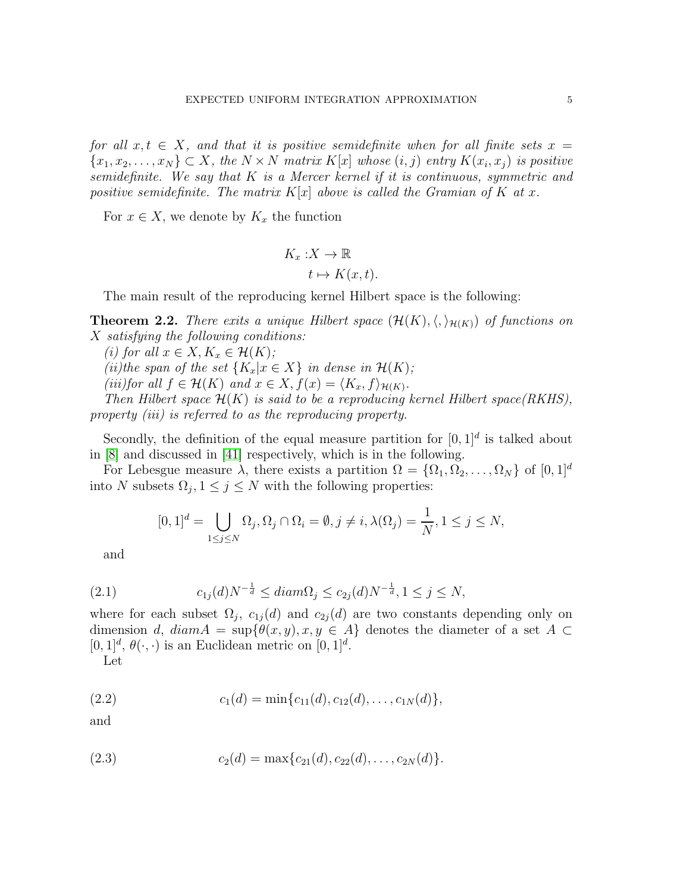*for all $x, t \in X$, and that it is positive semidefinite when for all finite sets $x = \{x_1, x_2, \dots, x_N\} \subset X$, the $N \times N$ matrix $K[x]$ whose $(i, j)$ entry $K(x_i, x_j)$ is positive semidefinite. We say that $K$ is a Mercer kernel if it is continuous, symmetric and positive semidefinite. The matrix $K[x]$ above is called the Gramian of $K$ at $x$.*

For $x \in X$, we denote by $K_x$ the function

$$
\begin{aligned}
K_x : & X \to \mathbb{R} \\
& t \mapsto K(x, t).
\end{aligned}
$$

The main result of the reproducing kernel Hilbert space is the following:

**Theorem 2.2.** *There exits a unique Hilbert space $(\mathcal{H}(K), \langle , \rangle_{\mathcal{H}(K)})$ of functions on $X$ satisfying the following conditions:*
*(i) for all $x \in X, K_x \in \mathcal{H}(K)$;*
*(ii)the span of the set $\{K_x | x \in X\}$ in dense in $\mathcal{H}(K)$;*
*(iii)for all $f \in \mathcal{H}(K)$ and $x \in X, f(x) = \langle K_x, f \rangle_{\mathcal{H}(K)}$.*
*Then Hilbert space $\mathcal{H}(K)$ is said to be a reproducing kernel Hilbert space(RKHS), property (iii) is referred to as the reproducing property.*

Secondly, the definition of the equal measure partition for $[0, 1]^d$ is talked about in [8] and discussed in [41] respectively, which is in the following.

For Lebesgue measure $\lambda$, there exists a partition $\Omega = \{\Omega_1, \Omega_2, \dots, \Omega_N\}$ of $[0, 1]^d$ into $N$ subsets $\Omega_j, 1 \le j \le N$ with the following properties:

$$
[0, 1]^d = \bigcup_{1 \le j \le N} \Omega_j, \Omega_j \cap \Omega_i = \emptyset, j \ne i, \lambda(\Omega_j) = \frac{1}{N}, 1 \le j \le N,
$$

and

$$
c_{1j}(d) N^{-\frac{1}{d}} \le diam \Omega_j \le c_{2j}(d) N^{-\frac{1}{d}}, 1 \le j \le N, \tag{2.1}
$$

where for each subset $\Omega_j$, $c_{1j}(d)$ and $c_{2j}(d)$ are two constants depending only on dimension $d$, $diam A = \sup\{\theta(x, y), x, y \in A\}$ denotes the diameter of a set $A \subset [0, 1]^d$, $\theta(\cdot, \cdot)$ is an Euclidean metric on $[0, 1]^d$.

Let

$$
c_1(d) = \min\{c_{11}(d), c_{12}(d), \dots, c_{1N}(d)\}, \tag{2.2}
$$

and

$$
c_2(d) = \max\{c_{21}(d), c_{22}(d), \dots, c_{2N}(d)\}. \tag{2.3}
$$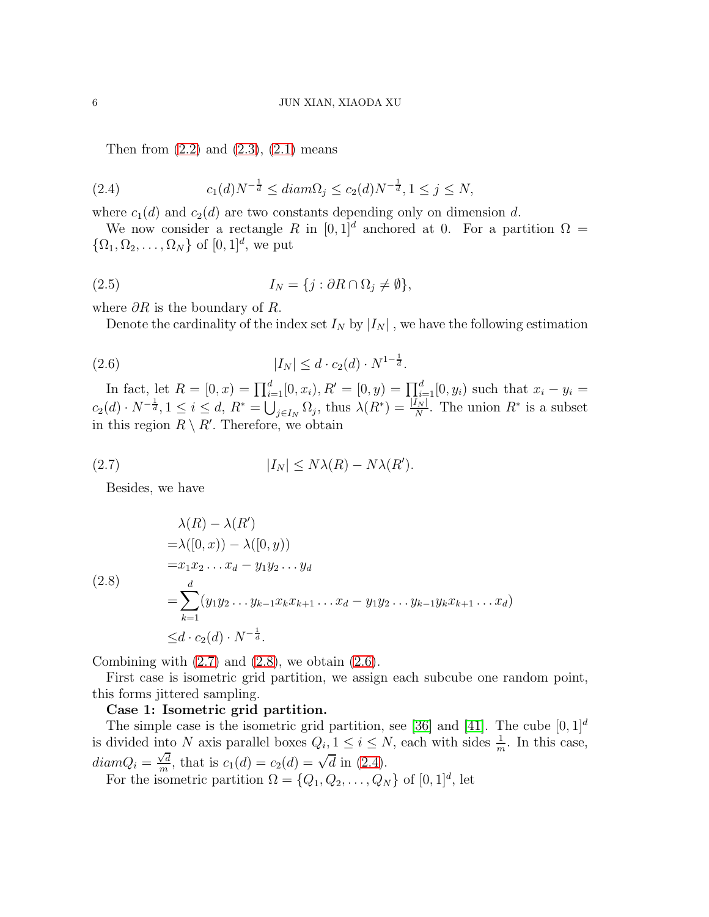Then from (2.2) and (2.3), (2.1) means

$$c_1(d)N^{-\frac{1}{d}} \leq diam\Omega_j \leq c_2(d)N^{-\frac{1}{d}}, 1 \leq j \leq N, \tag{2.4}$$

where $c_1(d)$ and $c_2(d)$ are two constants depending only on dimension $d$.

We now consider a rectangle $R$ in $[0,1]^d$ anchored at 0. For a partition $\Omega = \{\Omega_1, \Omega_2, \ldots, \Omega_N\}$ of $[0,1]^d$, we put

$$I_N = \{j : \partial R \cap \Omega_j \neq \emptyset\}, \tag{2.5}$$

where $\partial R$ is the boundary of $R$.

Denote the cardinality of the index set $I_N$ by $|I_N|$ , we have the following estimation

$$|I_N| \leq d \cdot c_2(d) \cdot N^{1-\frac{1}{d}}. \tag{2.6}$$

In fact, let $R = [0,x) = \prod_{i=1}^{d}[0,x_i), R' = [0,y) = \prod_{i=1}^{d}[0,y_i)$ such that $x_i - y_i = c_2(d) \cdot N^{-\frac{1}{d}}, 1 \leq i \leq d$, $R^* = \bigcup_{j\in I_N} \Omega_j$, thus $\lambda(R^*) = \frac{|I_N|}{N}$. The union $R^*$ is a subset in this region $R \setminus R'$. Therefore, we obtain

$$|I_N| \leq N\lambda(R) - N\lambda(R'). \tag{2.7}$$

Besides, we have

$$\begin{aligned}
&\lambda(R) - \lambda(R') \\
=&\lambda([0,x)) - \lambda([0,y)) \\
=&x_1 x_2 \ldots x_d - y_1 y_2 \ldots y_d \\
=&\sum_{k=1}^{d}(y_1 y_2 \ldots y_{k-1} x_k x_{k+1} \ldots x_d - y_1 y_2 \ldots y_{k-1} y_k x_{k+1} \ldots x_d) \\
\leq& d \cdot c_2(d) \cdot N^{-\frac{1}{d}}.
\end{aligned} \tag{2.8}$$

Combining with (2.7) and (2.8), we obtain (2.6).

First case is isometric grid partition, we assign each subcube one random point, this forms jittered sampling.

**Case 1: Isometric grid partition.**

The simple case is the isometric grid partition, see [36] and [41]. The cube $[0,1]^d$ is divided into $N$ axis parallel boxes $Q_i, 1 \leq i \leq N$, each with sides $\frac{1}{m}$. In this case, $diam Q_i = \frac{\sqrt{d}}{m}$, that is $c_1(d) = c_2(d) = \sqrt{d}$ in (2.4).

For the isometric partition $\Omega = \{Q_1, Q_2, \ldots, Q_N\}$ of $[0,1]^d$, let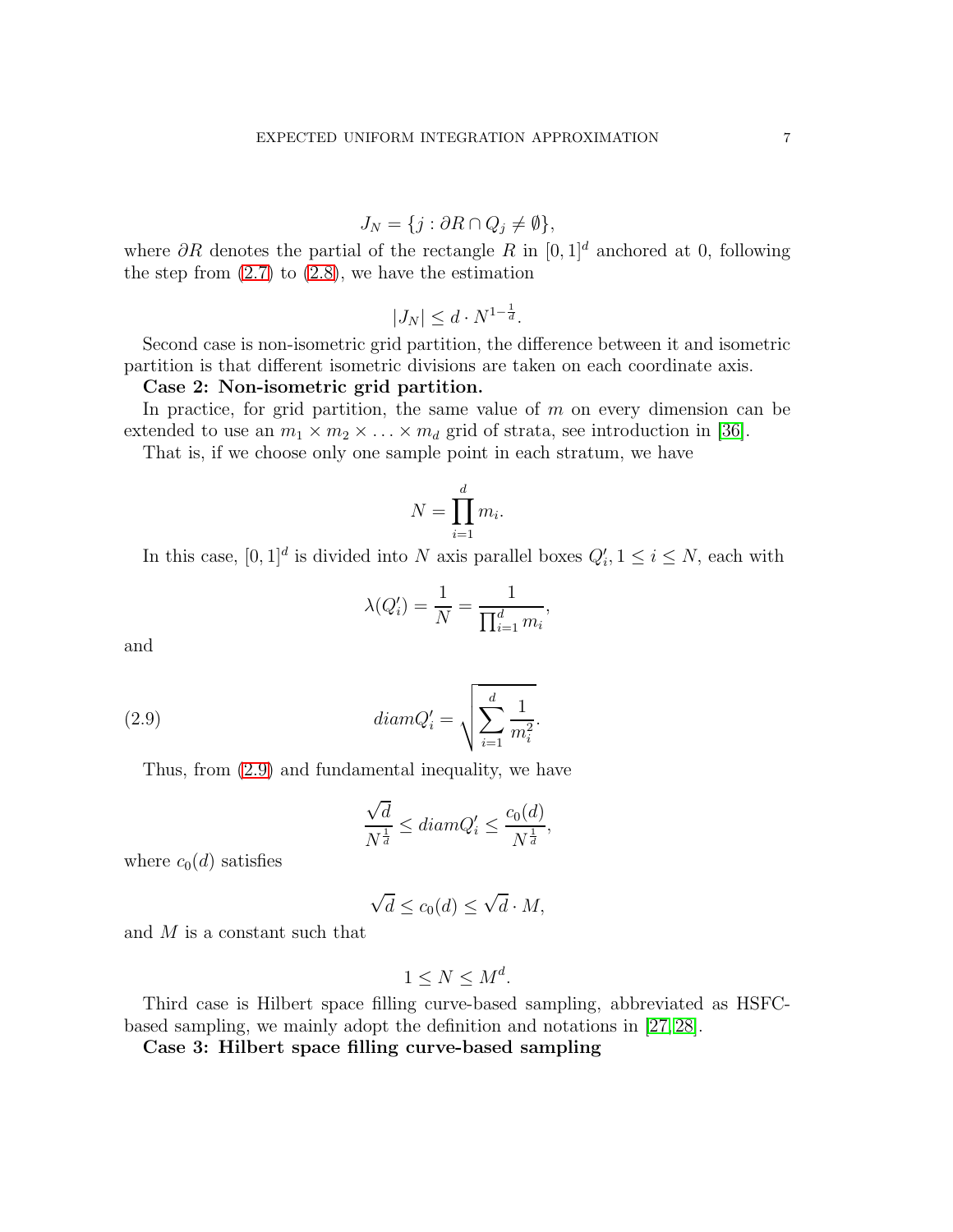$$J_N = \{j : \partial R \cap Q_j \neq \emptyset\},$$

where $\partial R$ denotes the partial of the rectangle $R$ in $[0,1]^d$ anchored at 0, following the step from (2.7) to (2.8), we have the estimation

$$|J_N| \leq d \cdot N^{1-\frac{1}{d}}.$$

Second case is non-isometric grid partition, the difference between it and isometric partition is that different isometric divisions are taken on each coordinate axis.

**Case 2: Non-isometric grid partition.**

In practice, for grid partition, the same value of $m$ on every dimension can be extended to use an $m_1 \times m_2 \times \ldots \times m_d$ grid of strata, see introduction in [36].

That is, if we choose only one sample point in each stratum, we have

$$N = \prod_{i=1}^{d} m_i.$$

In this case, $[0,1]^d$ is divided into $N$ axis parallel boxes $Q'_i, 1 \leq i \leq N$, each with

$$\lambda(Q'_i) = \frac{1}{N} = \frac{1}{\prod_{i=1}^{d} m_i},$$

and

$$diam Q'_i = \sqrt{\sum_{i=1}^{d} \frac{1}{m_i^2}}. \tag{2.9}$$

Thus, from (2.9) and fundamental inequality, we have

$$\frac{\sqrt{d}}{N^{\frac{1}{d}}} \leq diam Q'_i \leq \frac{c_0(d)}{N^{\frac{1}{d}}},$$

where $c_0(d)$ satisfies

$$\sqrt{d} \leq c_0(d) \leq \sqrt{d} \cdot M,$$

and $M$ is a constant such that

$$1 \leq N \leq M^d.$$

Third case is Hilbert space filling curve-based sampling, abbreviated as HSFC-based sampling, we mainly adopt the definition and notations in [27, 28].

**Case 3: Hilbert space filling curve-based sampling**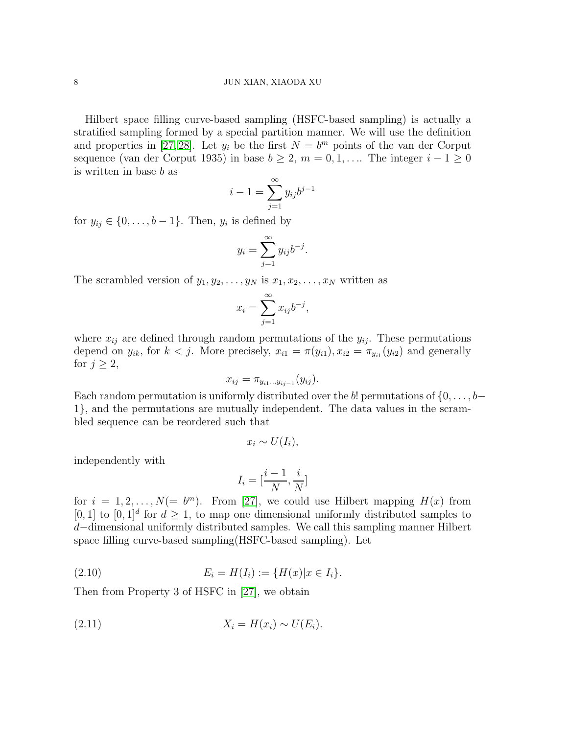Hilbert space filling curve-based sampling (HSFC-based sampling) is actually a stratified sampling formed by a special partition manner. We will use the definition and properties in [27, 28]. Let $y_i$ be the first $N = b^m$ points of the van der Corput sequence (van der Corput 1935) in base $b \geq 2$, $m = 0, 1, \ldots$. The integer $i - 1 \geq 0$ is written in base $b$ as

$$i - 1 = \sum_{j=1}^{\infty} y_{ij} b^{j-1}$$

for $y_{ij} \in \{0, \ldots, b-1\}$. Then, $y_i$ is defined by

$$y_i = \sum_{j=1}^{\infty} y_{ij} b^{-j}.$$

The scrambled version of $y_1, y_2, \ldots, y_N$ is $x_1, x_2, \ldots, x_N$ written as

$$x_i = \sum_{j=1}^{\infty} x_{ij} b^{-j},$$

where $x_{ij}$ are defined through random permutations of the $y_{ij}$. These permutations depend on $y_{ik}$, for $k < j$. More precisely, $x_{i1} = \pi(y_{i1}), x_{i2} = \pi_{y_{i1}}(y_{i2})$ and generally for $j \geq 2$,

$$x_{ij} = \pi_{y_{i1} \cdots y_{ij-1}}(y_{ij}).$$

Each random permutation is uniformly distributed over the $b!$ permutations of $\{0, \ldots, b-1\}$, and the permutations are mutually independent. The data values in the scrambled sequence can be reordered such that

$$x_i \sim U(I_i),$$

independently with

$$I_i = [\frac{i-1}{N}, \frac{i}{N}]$$

for $i = 1, 2, \ldots, N (= b^m)$. From [27], we could use Hilbert mapping $H(x)$ from $[0, 1]$ to $[0, 1]^d$ for $d \geq 1$, to map one dimensional uniformly distributed samples to $d-$dimensional uniformly distributed samples. We call this sampling manner Hilbert space filling curve-based sampling(HSFC-based sampling). Let

$$E_i = H(I_i) := \{H(x) | x \in I_i\}. \tag{2.10}$$

Then from Property 3 of HSFC in [27], we obtain

$$X_i = H(x_i) \sim U(E_i). \tag{2.11}$$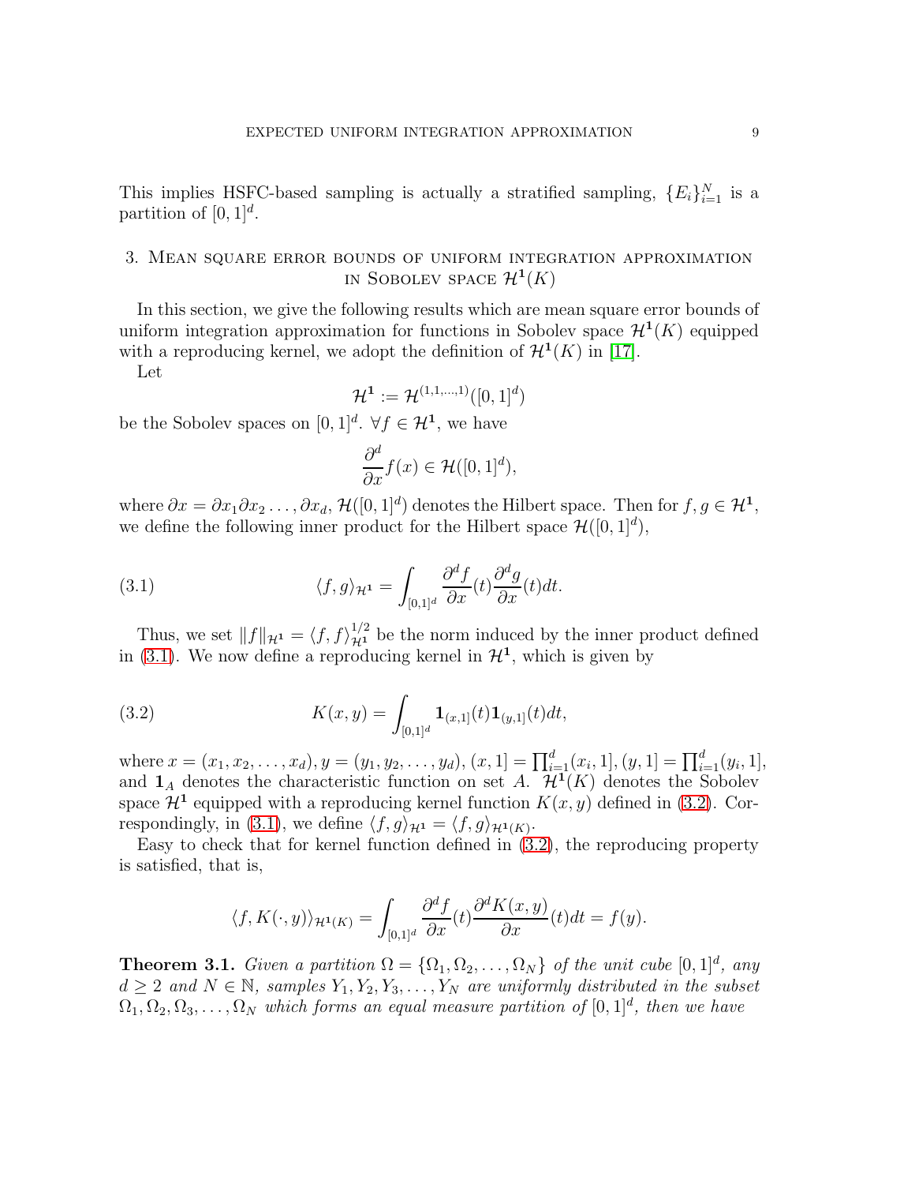This implies HSFC-based sampling is actually a stratified sampling, $\{E_i\}_{i=1}^N$ is a partition of $[0,1]^d$.

## 3. Mean square error bounds of uniform integration approximation in Sobolev space $\mathcal{H}^{\mathbf{1}}(K)$

In this section, we give the following results which are mean square error bounds of uniform integration approximation for functions in Sobolev space $\mathcal{H}^{\mathbf{1}}(K)$ equipped with a reproducing kernel, we adopt the definition of $\mathcal{H}^{\mathbf{1}}(K)$ in [17].

Let

$$\mathcal{H}^{\mathbf{1}} := \mathcal{H}^{(1,1,\ldots,1)}([0,1]^d)$$

be the Sobolev spaces on $[0,1]^d$. $\forall f \in \mathcal{H}^{\mathbf{1}}$, we have

$$\frac{\partial^d}{\partial x} f(x) \in \mathcal{H}([0,1]^d),$$

where $\partial x = \partial x_1 \partial x_2 \ldots, \partial x_d$, $\mathcal{H}([0,1]^d)$ denotes the Hilbert space. Then for $f, g \in \mathcal{H}^{\mathbf{1}}$, we define the following inner product for the Hilbert space $\mathcal{H}([0,1]^d)$,

$$\langle f, g \rangle_{\mathcal{H}^{\mathbf{1}}} = \int_{[0,1]^d} \frac{\partial^d f}{\partial x}(t) \frac{\partial^d g}{\partial x}(t) dt. \tag{3.1}$$

Thus, we set $\|f\|_{\mathcal{H}^{\mathbf{1}}} = \langle f, f \rangle_{\mathcal{H}^{\mathbf{1}}}^{1/2}$ be the norm induced by the inner product defined in (3.1). We now define a reproducing kernel in $\mathcal{H}^{\mathbf{1}}$, which is given by

$$K(x,y) = \int_{[0,1]^d} \mathbf{1}_{(x,1]}(t) \mathbf{1}_{(y,1]}(t) dt, \tag{3.2}$$

where $x = (x_1, x_2, \ldots, x_d)$, $y = (y_1, y_2, \ldots, y_d)$, $(x,1] = \prod_{i=1}^d (x_i, 1]$, $(y,1] = \prod_{i=1}^d (y_i, 1]$, and $\mathbf{1}_A$ denotes the characteristic function on set $A$. $\mathcal{H}^{\mathbf{1}}(K)$ denotes the Sobolev space $\mathcal{H}^{\mathbf{1}}$ equipped with a reproducing kernel function $K(x,y)$ defined in (3.2). Correspondingly, in (3.1), we define $\langle f, g \rangle_{\mathcal{H}^{\mathbf{1}}} = \langle f, g \rangle_{\mathcal{H}^{\mathbf{1}}(K)}$.

Easy to check that for kernel function defined in (3.2), the reproducing property is satisfied, that is,

$$\langle f, K(\cdot, y) \rangle_{\mathcal{H}^{\mathbf{1}}(K)} = \int_{[0,1]^d} \frac{\partial^d f}{\partial x}(t) \frac{\partial^d K(x,y)}{\partial x}(t) dt = f(y).$$

**Theorem 3.1.** *Given a partition $\Omega = \{\Omega_1, \Omega_2, \ldots, \Omega_N\}$ of the unit cube $[0,1]^d$, any $d \geq 2$ and $N \in \mathbb{N}$, samples $Y_1, Y_2, Y_3, \ldots, Y_N$ are uniformly distributed in the subset $\Omega_1, \Omega_2, \Omega_3, \ldots, \Omega_N$ which forms an equal measure partition of $[0,1]^d$, then we have*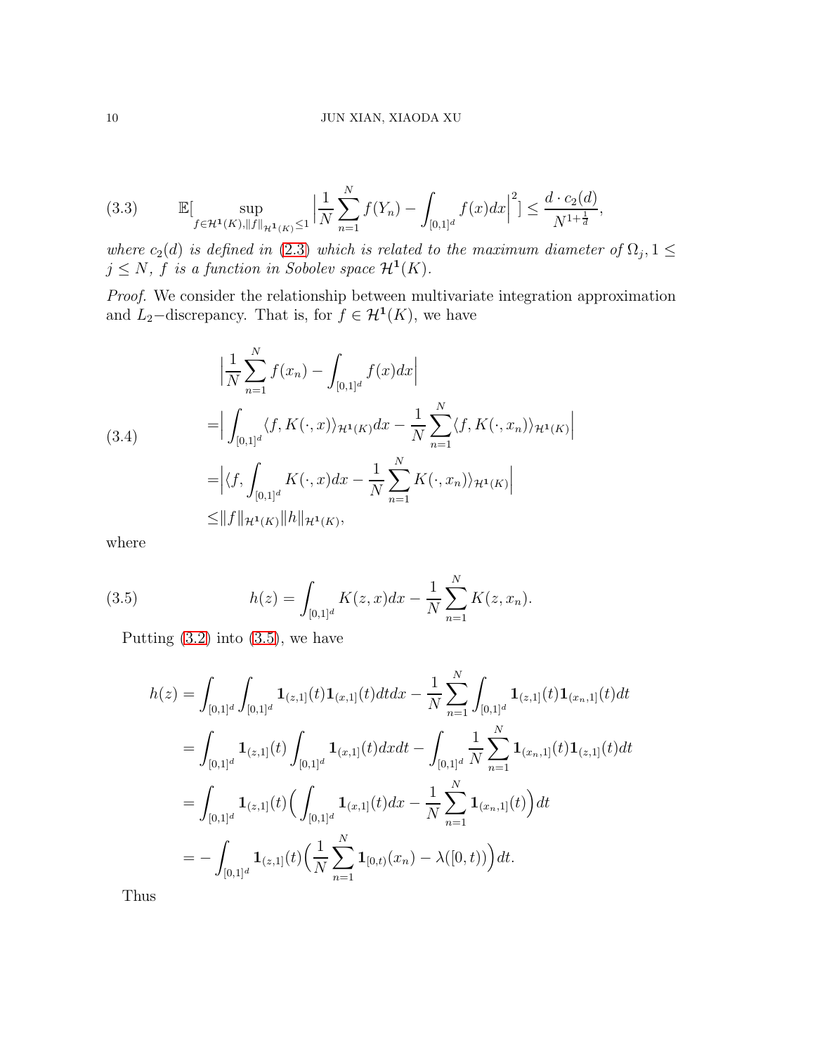$$
\mathbb{E}[\sup_{f\in\mathcal{H}^{\mathbf{1}}(K),\|f\|_{\mathcal{H}^{\mathbf{1}}(K)}\leq 1}\Big|\frac{1}{N}\sum_{n=1}^{N}f(Y_n)-\int_{[0,1]^d}f(x)dx\Big|^2]\leq\frac{d\cdot c_2(d)}{N^{1+\frac{1}{d}}}, \tag{3.3}
$$

*where $c_2(d)$ is defined in (2.3) which is related to the maximum diameter of $\Omega_j, 1\leq j\leq N$, $f$ is a function in Sobolev space $\mathcal{H}^{\mathbf{1}}(K)$.*

*Proof.* We consider the relationship between multivariate integration approximation and $L_2-$discrepancy. That is, for $f\in\mathcal{H}^{\mathbf{1}}(K)$, we have

$$
\begin{aligned}
&\Big|\frac{1}{N}\sum_{n=1}^{N}f(x_n)-\int_{[0,1]^d}f(x)dx\Big|\\
=&\Big|\int_{[0,1]^d}\langle f,K(\cdot,x)\rangle_{\mathcal{H}^{\mathbf{1}}(K)}dx-\frac{1}{N}\sum_{n=1}^{N}\langle f,K(\cdot,x_n)\rangle_{\mathcal{H}^{\mathbf{1}}(K)}\Big|\\
=&\Big|\langle f,\int_{[0,1]^d}K(\cdot,x)dx-\frac{1}{N}\sum_{n=1}^{N}K(\cdot,x_n)\rangle_{\mathcal{H}^{\mathbf{1}}(K)}\Big|\\
\leq&\|f\|_{\mathcal{H}^{\mathbf{1}}(K)}\|h\|_{\mathcal{H}^{\mathbf{1}}(K)},
\end{aligned} \tag{3.4}
$$

where

$$
h(z)=\int_{[0,1]^d}K(z,x)dx-\frac{1}{N}\sum_{n=1}^{N}K(z,x_n). \tag{3.5}
$$

Putting (3.2) into (3.5), we have

$$
\begin{aligned}
h(z)&=\int_{[0,1]^d}\int_{[0,1]^d}\mathbf{1}_{(z,1]}(t)\mathbf{1}_{(x,1]}(t)dtdx-\frac{1}{N}\sum_{n=1}^{N}\int_{[0,1]^d}\mathbf{1}_{(z,1]}(t)\mathbf{1}_{(x_n,1]}(t)dt\\
&=\int_{[0,1]^d}\mathbf{1}_{(z,1]}(t)\int_{[0,1]^d}\mathbf{1}_{(x,1]}(t)dxdt-\int_{[0,1]^d}\frac{1}{N}\sum_{n=1}^{N}\mathbf{1}_{(x_n,1]}(t)\mathbf{1}_{(z,1]}(t)dt\\
&=\int_{[0,1]^d}\mathbf{1}_{(z,1]}(t)\Big(\int_{[0,1]^d}\mathbf{1}_{(x,1]}(t)dx-\frac{1}{N}\sum_{n=1}^{N}\mathbf{1}_{(x_n,1]}(t)\Big)dt\\
&=-\int_{[0,1]^d}\mathbf{1}_{(z,1]}(t)\Big(\frac{1}{N}\sum_{n=1}^{N}\mathbf{1}_{[0,t)}(x_n)-\lambda([0,t))\Big)dt.
\end{aligned}
$$

Thus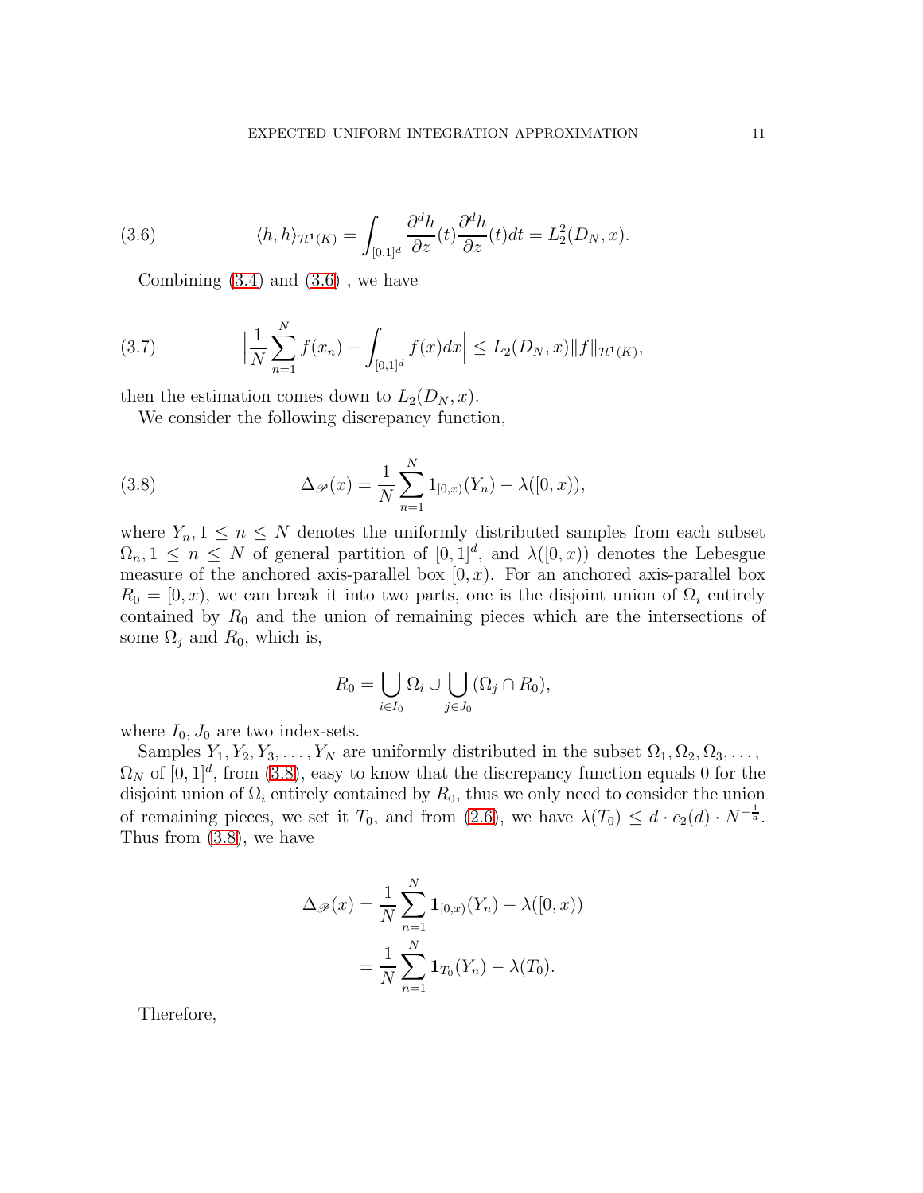$$\langle h, h\rangle_{\mathcal{H}^1(K)} = \int_{[0,1]^d} \frac{\partial^d h}{\partial z}(t) \frac{\partial^d h}{\partial z}(t) dt = L_2^2(D_N, x). \tag{3.6}$$

Combining (3.4) and (3.6) , we have

$$\Big| \frac{1}{N} \sum_{n=1}^{N} f(x_n) - \int_{[0,1]^d} f(x) dx \Big| \leq L_2(D_N, x) \|f\|_{\mathcal{H}^1(K)}, \tag{3.7}$$

then the estimation comes down to $L_2(D_N, x)$.

We consider the following discrepancy function,

$$\Delta_{\mathscr{P}}(x) = \frac{1}{N} \sum_{n=1}^{N} 1_{[0,x)}(Y_n) - \lambda([0, x)), \tag{3.8}$$

where $Y_n, 1 \leq n \leq N$ denotes the uniformly distributed samples from each subset $\Omega_n, 1 \leq n \leq N$ of general partition of $[0, 1]^d$, and $\lambda([0, x))$ denotes the Lebesgue measure of the anchored axis-parallel box $[0, x)$. For an anchored axis-parallel box $R_0 = [0, x)$, we can break it into two parts, one is the disjoint union of $\Omega_i$ entirely contained by $R_0$ and the union of remaining pieces which are the intersections of some $\Omega_j$ and $R_0$, which is,

$$R_0 = \bigcup_{i \in I_0} \Omega_i \cup \bigcup_{j \in J_0} (\Omega_j \cap R_0),$$

where $I_0, J_0$ are two index-sets.

Samples $Y_1, Y_2, Y_3, \ldots, Y_N$ are uniformly distributed in the subset $\Omega_1, \Omega_2, \Omega_3, \ldots, \Omega_N$ of $[0, 1]^d$, from (3.8), easy to know that the discrepancy function equals 0 for the disjoint union of $\Omega_i$ entirely contained by $R_0$, thus we only need to consider the union of remaining pieces, we set it $T_0$, and from (2.6), we have $\lambda(T_0) \leq d \cdot c_2(d) \cdot N^{-\frac{1}{d}}$. Thus from (3.8), we have

$$\begin{aligned}
\Delta_{\mathscr{P}}(x) &= \frac{1}{N} \sum_{n=1}^{N} \mathbf{1}_{[0,x)}(Y_n) - \lambda([0, x)) \\
&= \frac{1}{N} \sum_{n=1}^{N} \mathbf{1}_{T_0}(Y_n) - \lambda(T_0).
\end{aligned}$$

Therefore,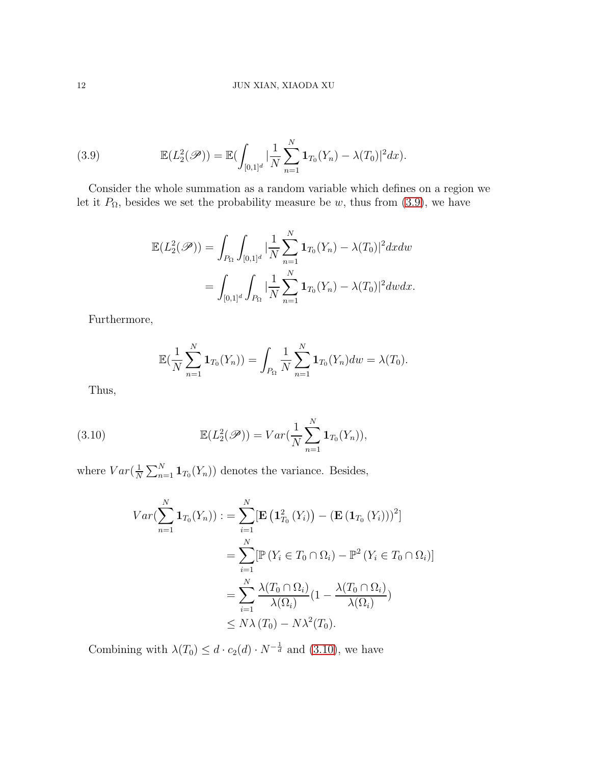$$\mathbb{E}(L_2^2(\mathscr{P})) = \mathbb{E}(\int_{[0,1]^d} |\frac{1}{N}\sum_{n=1}^{N} \mathbf{1}_{T_0}(Y_n) - \lambda(T_0)|^2 dx). \tag{3.9}$$

Consider the whole summation as a random variable which defines on a region we let it $P_\Omega$, besides we set the probability measure be $w$, thus from (3.9), we have

$$\begin{aligned}
\mathbb{E}(L_2^2(\mathscr{P})) &= \int_{P_\Omega}\int_{[0,1]^d} |\frac{1}{N}\sum_{n=1}^{N} \mathbf{1}_{T_0}(Y_n) - \lambda(T_0)|^2 dx dw \\
&= \int_{[0,1]^d}\int_{P_\Omega} |\frac{1}{N}\sum_{n=1}^{N} \mathbf{1}_{T_0}(Y_n) - \lambda(T_0)|^2 dw dx.
\end{aligned}$$

Furthermore,

$$\mathbb{E}(\frac{1}{N}\sum_{n=1}^{N} \mathbf{1}_{T_0}(Y_n)) = \int_{P_\Omega} \frac{1}{N}\sum_{n=1}^{N} \mathbf{1}_{T_0}(Y_n) dw = \lambda(T_0).$$

Thus,

$$\mathbb{E}(L_2^2(\mathscr{P})) = Var(\frac{1}{N}\sum_{n=1}^{N} \mathbf{1}_{T_0}(Y_n)), \tag{3.10}$$

where $Var(\frac{1}{N}\sum_{n=1}^{N} \mathbf{1}_{T_0}(Y_n))$ denotes the variance. Besides,

$$\begin{aligned}
Var(\sum_{n=1}^{N} \mathbf{1}_{T_0}(Y_n)) :&= \sum_{i=1}^{N} [\mathbf{E}\left(\mathbf{1}_{T_0}^2\left(Y_i\right)\right) - \left(\mathbf{E}\left(\mathbf{1}_{T_0}\left(Y_i\right)\right)\right)^2] \\
&= \sum_{i=1}^{N} [\mathbb{P}\left(Y_i \in T_0 \cap \Omega_i\right) - \mathbb{P}^2\left(Y_i \in T_0 \cap \Omega_i\right)] \\
&= \sum_{i=1}^{N} \frac{\lambda(T_0 \cap \Omega_i)}{\lambda(\Omega_i)}(1 - \frac{\lambda(T_0 \cap \Omega_i)}{\lambda(\Omega_i)}) \\
&\leq N\lambda\left(T_0\right) - N\lambda^2(T_0).
\end{aligned}$$

Combining with $\lambda(T_0) \leq d \cdot c_2(d) \cdot N^{-\frac{1}{d}}$ and (3.10), we have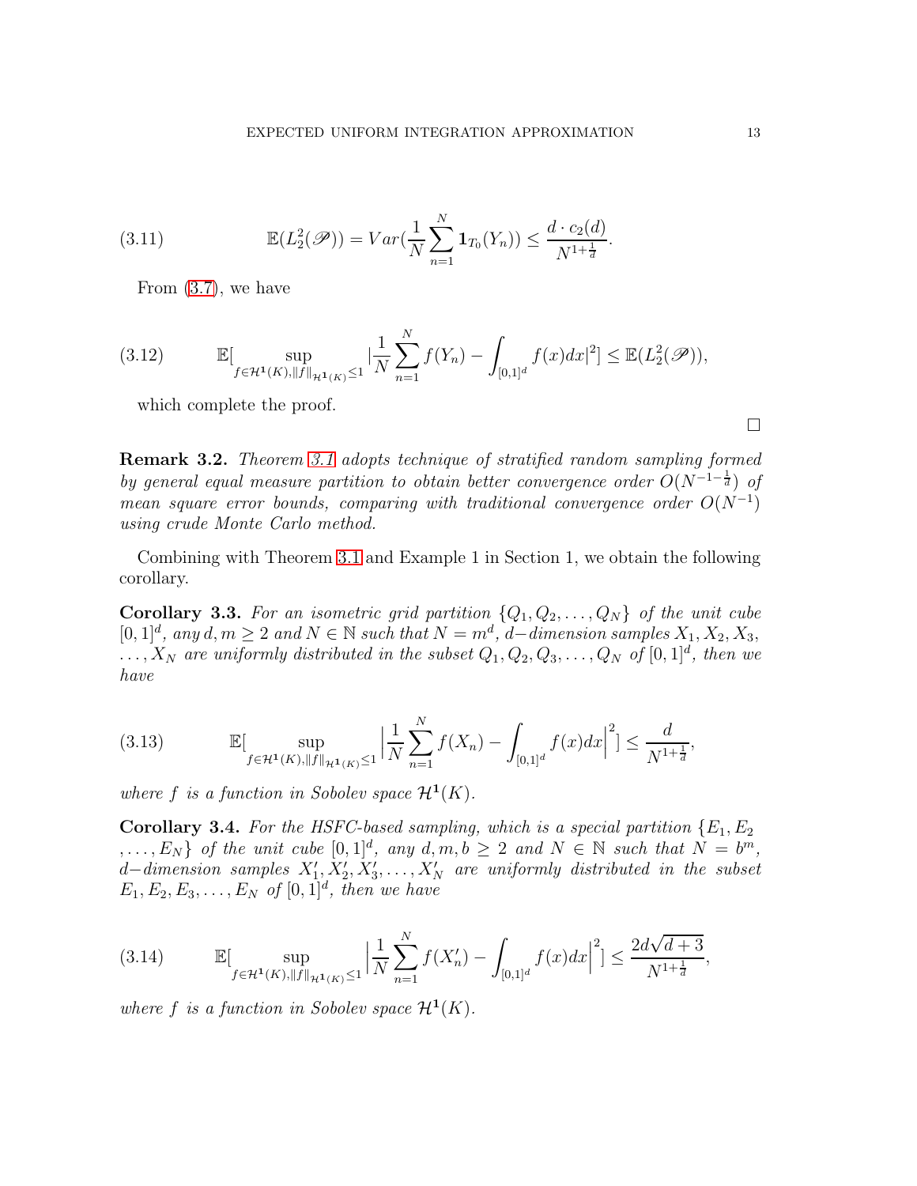$$\mathbb{E}(L_2^2(\mathscr{P})) = Var(\frac{1}{N}\sum_{n=1}^{N}\mathbf{1}_{T_0}(Y_n)) \leq \frac{d\cdot c_2(d)}{N^{1+\frac{1}{d}}}. \tag{3.11}$$

From (3.7), we have

$$\mathbb{E}[\sup_{f\in\mathcal{H}^{\mathbf{1}}(K),\|f\|_{\mathcal{H}^{\mathbf{1}}(K)}\leq 1}|\frac{1}{N}\sum_{n=1}^{N}f(Y_n)-\int_{[0,1]^d}f(x)dx|^2] \leq \mathbb{E}(L_2^2(\mathscr{P})), \tag{3.12}$$

which complete the proof. $\square$

**Remark 3.2.** *Theorem 3.1 adopts technique of stratified random sampling formed by general equal measure partition to obtain better convergence order $O(N^{-1-\frac{1}{d}})$ of mean square error bounds, comparing with traditional convergence order $O(N^{-1})$ using crude Monte Carlo method.*

Combining with Theorem 3.1 and Example 1 in Section 1, we obtain the following corollary.

**Corollary 3.3.** *For an isometric grid partition $\{Q_1, Q_2, \dots, Q_N\}$ of the unit cube $[0,1]^d$, any $d, m \geq 2$ and $N \in \mathbb{N}$ such that $N = m^d$, $d-$dimension samples $X_1, X_2, X_3, \dots, X_N$ are uniformly distributed in the subset $Q_1, Q_2, Q_3, \dots, Q_N$ of $[0,1]^d$, then we have*

$$\mathbb{E}[\sup_{f\in\mathcal{H}^{\mathbf{1}}(K),\|f\|_{\mathcal{H}^{\mathbf{1}}(K)}\leq 1}\Big|\frac{1}{N}\sum_{n=1}^{N}f(X_n)-\int_{[0,1]^d}f(x)dx\Big|^2] \leq \frac{d}{N^{1+\frac{1}{d}}}, \tag{3.13}$$

*where $f$ is a function in Sobolev space $\mathcal{H}^{\mathbf{1}}(K)$.*

**Corollary 3.4.** *For the HSFC-based sampling, which is a special partition $\{E_1, E_2, \dots, E_N\}$ of the unit cube $[0,1]^d$, any $d, m, b \geq 2$ and $N \in \mathbb{N}$ such that $N = b^m$, $d-$dimension samples $X_1', X_2', X_3', \dots, X_N'$ are uniformly distributed in the subset $E_1, E_2, E_3, \dots, E_N$ of $[0,1]^d$, then we have*

$$\mathbb{E}[\sup_{f\in\mathcal{H}^{\mathbf{1}}(K),\|f\|_{\mathcal{H}^{\mathbf{1}}(K)}\leq 1}\Big|\frac{1}{N}\sum_{n=1}^{N}f(X_n')-\int_{[0,1]^d}f(x)dx\Big|^2] \leq \frac{2d\sqrt{d+3}}{N^{1+\frac{1}{d}}}, \tag{3.14}$$

*where $f$ is a function in Sobolev space $\mathcal{H}^{\mathbf{1}}(K)$.*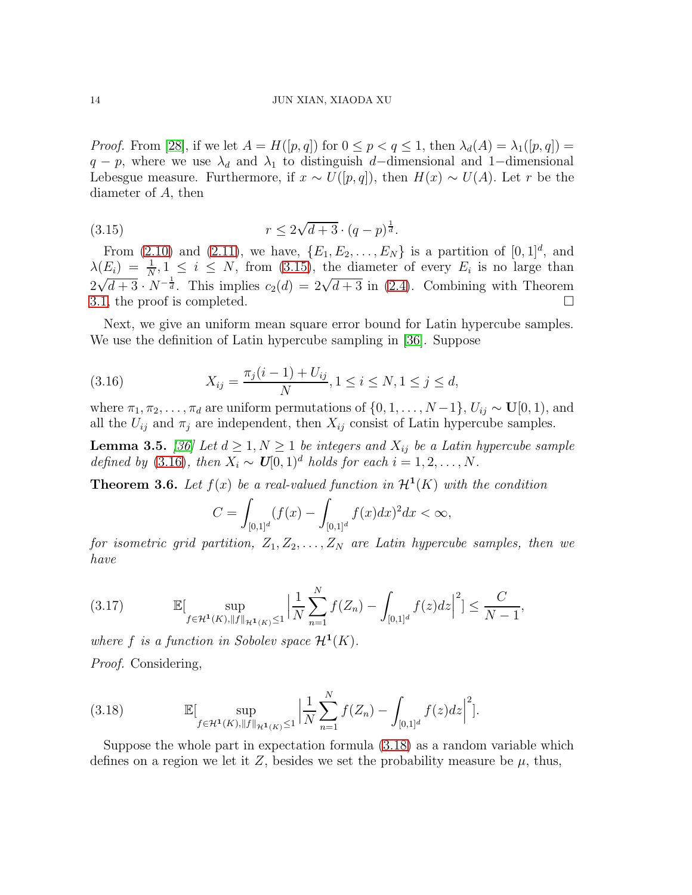*Proof.* From [28], if we let $A = H([p, q])$ for $0 \le p < q \le 1$, then $\lambda_d(A) = \lambda_1([p, q]) = q - p$, where we use $\lambda_d$ and $\lambda_1$ to distinguish $d-$dimensional and $1-$dimensional Lebesgue measure. Furthermore, if $x \sim U([p, q])$, then $H(x) \sim U(A)$. Let $r$ be the diameter of $A$, then

$$r \le 2\sqrt{d+3} \cdot (q-p)^{\frac{1}{d}}. \tag{3.15}$$

From (2.10) and (2.11), we have, $\{E_1, E_2, \ldots, E_N\}$ is a partition of $[0,1]^d$, and $\lambda(E_i) = \frac{1}{N}, 1 \le i \le N$, from (3.15), the diameter of every $E_i$ is no large than $2\sqrt{d+3} \cdot N^{-\frac{1}{d}}$. This implies $c_2(d) = 2\sqrt{d+3}$ in (2.4). Combining with Theorem 3.1, the proof is completed. $\square$

Next, we give an uniform mean square error bound for Latin hypercube samples. We use the definition of Latin hypercube sampling in [36]. Suppose

$$X_{ij} = \frac{\pi_j(i-1) + U_{ij}}{N}, 1 \le i \le N, 1 \le j \le d, \tag{3.16}$$

where $\pi_1, \pi_2, \ldots, \pi_d$ are uniform permutations of $\{0, 1, \ldots, N-1\}$, $U_{ij} \sim \mathbf{U}[0,1)$, and all the $U_{ij}$ and $\pi_j$ are independent, then $X_{ij}$ consist of Latin hypercube samples.

**Lemma 3.5.** *[36] Let $d \ge 1, N \ge 1$ be integers and $X_{ij}$ be a Latin hypercube sample defined by (3.16), then $X_i \sim \mathbf{U}[0,1)^d$ holds for each $i = 1, 2, \ldots, N$.*

**Theorem 3.6.** *Let $f(x)$ be a real-valued function in $\mathcal{H}^{\mathbf{1}}(K)$ with the condition*

$$C = \int_{[0,1]^d} (f(x) - \int_{[0,1]^d} f(x)dx)^2 dx < \infty,$$

*for isometric grid partition, $Z_1, Z_2, \ldots, Z_N$ are Latin hypercube samples, then we have*

$$\mathbb{E}[\sup_{f \in \mathcal{H}^{\mathbf{1}}(K), \|f\|_{\mathcal{H}^{\mathbf{1}}(K)} \le 1} \Big| \frac{1}{N} \sum_{n=1}^{N} f(Z_n) - \int_{[0,1]^d} f(z)dz \Big|^2] \le \frac{C}{N-1}, \tag{3.17}$$

*where $f$ is a function in Sobolev space $\mathcal{H}^{\mathbf{1}}(K)$.*

*Proof.* Considering,

$$\mathbb{E}[\sup_{f \in \mathcal{H}^{\mathbf{1}}(K), \|f\|_{\mathcal{H}^{\mathbf{1}}(K)} \le 1} \Big| \frac{1}{N} \sum_{n=1}^{N} f(Z_n) - \int_{[0,1]^d} f(z)dz \Big|^2]. \tag{3.18}$$

Suppose the whole part in expectation formula (3.18) as a random variable which defines on a region we let it $Z$, besides we set the probability measure be $\mu$, thus,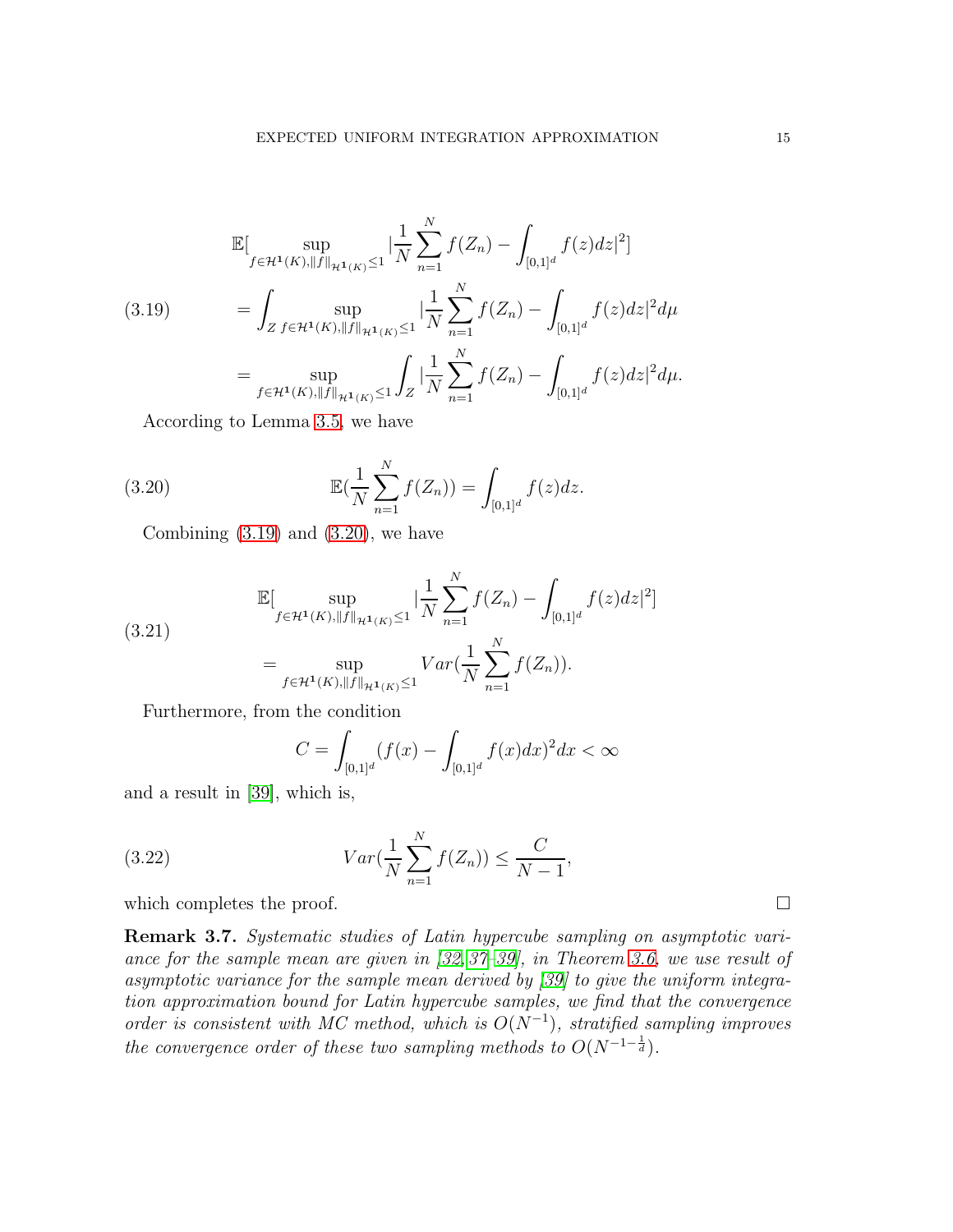$$
\begin{aligned}
&\mathbb{E}[\sup_{f\in\mathcal{H}^{\mathbf{1}}(K),\|f\|_{\mathcal{H}^{\mathbf{1}}(K)}\leq 1}|\frac{1}{N}\sum_{n=1}^{N}f(Z_n)-\int_{[0,1]^d}f(z)dz|^2] \\
&=\int_Z \sup_{f\in\mathcal{H}^{\mathbf{1}}(K),\|f\|_{\mathcal{H}^{\mathbf{1}}(K)}\leq 1}|\frac{1}{N}\sum_{n=1}^{N}f(Z_n)-\int_{[0,1]^d}f(z)dz|^2 d\mu \\
&=\sup_{f\in\mathcal{H}^{\mathbf{1}}(K),\|f\|_{\mathcal{H}^{\mathbf{1}}(K)}\leq 1}\int_Z |\frac{1}{N}\sum_{n=1}^{N}f(Z_n)-\int_{[0,1]^d}f(z)dz|^2 d\mu.
\end{aligned} \tag{3.19}
$$

According to Lemma 3.5, we have

$$
\mathbb{E}(\frac{1}{N}\sum_{n=1}^{N}f(Z_n))=\int_{[0,1]^d}f(z)dz. \tag{3.20}
$$

Combining (3.19) and (3.20), we have

$$
\begin{aligned}
&\mathbb{E}[\sup_{f\in\mathcal{H}^{\mathbf{1}}(K),\|f\|_{\mathcal{H}^{\mathbf{1}}(K)}\leq 1}|\frac{1}{N}\sum_{n=1}^{N}f(Z_n)-\int_{[0,1]^d}f(z)dz|^2] \\
&=\sup_{f\in\mathcal{H}^{\mathbf{1}}(K),\|f\|_{\mathcal{H}^{\mathbf{1}}(K)}\leq 1} Var(\frac{1}{N}\sum_{n=1}^{N}f(Z_n)).
\end{aligned} \tag{3.21}
$$

Furthermore, from the condition

$$
C=\int_{[0,1]^d}(f(x)-\int_{[0,1]^d}f(x)dx)^2dx<\infty
$$

and a result in [39], which is,

$$
Var(\frac{1}{N}\sum_{n=1}^{N}f(Z_n))\leq\frac{C}{N-1}, \tag{3.22}
$$

which completes the proof. □

**Remark 3.7.** *Systematic studies of Latin hypercube sampling on asymptotic variance for the sample mean are given in [32, 37–39], in Theorem 3.6, we use result of asymptotic variance for the sample mean derived by [39] to give the uniform integration approximation bound for Latin hypercube samples, we find that the convergence order is consistent with MC method, which is $O(N^{-1})$, stratified sampling improves the convergence order of these two sampling methods to $O(N^{-1-\frac{1}{d}})$.*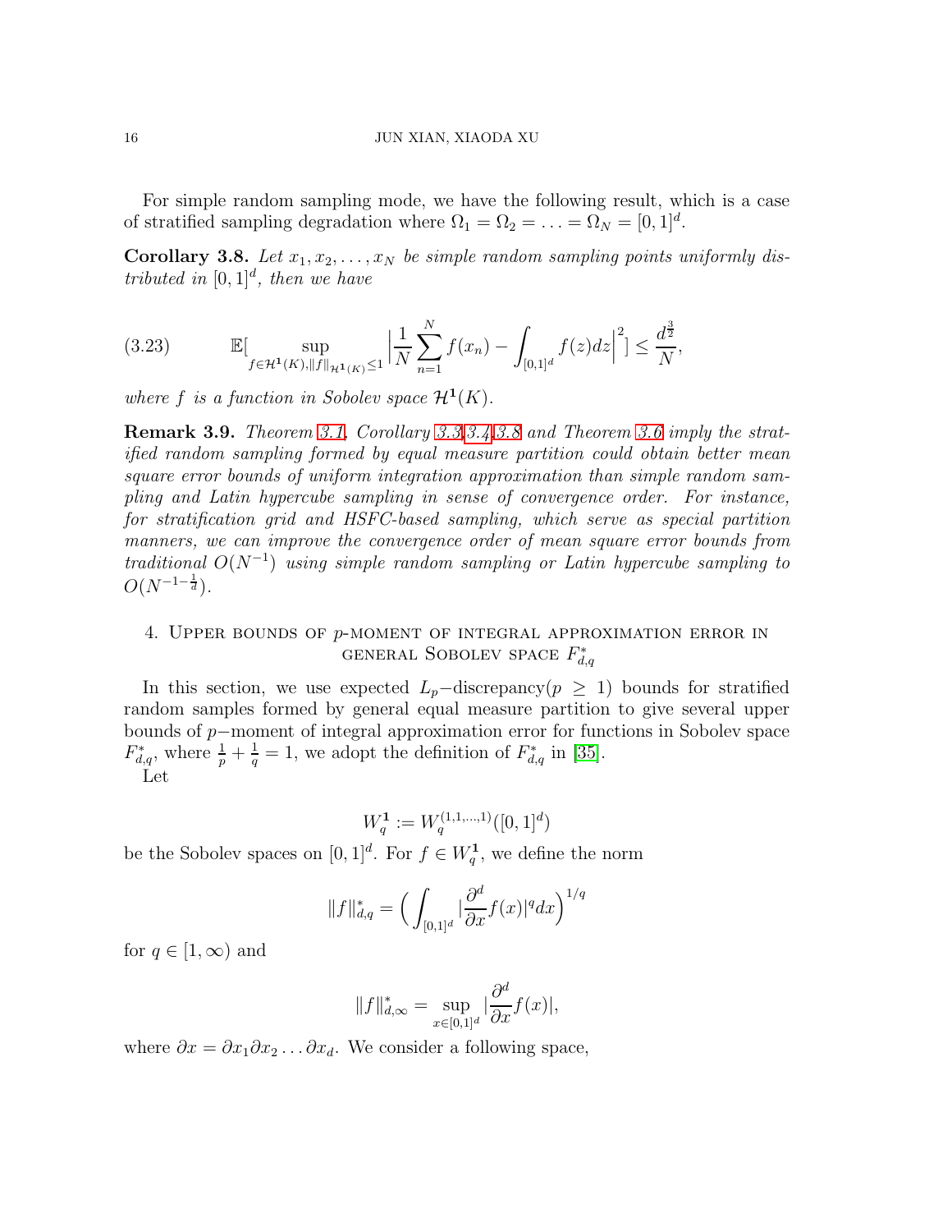For simple random sampling mode, we have the following result, which is a case of stratified sampling degradation where $\Omega_1 = \Omega_2 = \ldots = \Omega_N = [0,1]^d$.

**Corollary 3.8.** *Let $x_1, x_2, \ldots, x_N$ be simple random sampling points uniformly distributed in $[0,1]^d$, then we have*

$$\mathbb{E}[\sup_{f \in \mathcal{H}^{\mathbf{1}}(K), \|f\|_{\mathcal{H}^{\mathbf{1}}(K)} \leq 1} \Big|\frac{1}{N}\sum_{n=1}^{N} f(x_n) - \int_{[0,1]^d} f(z)dz\Big|^2] \leq \frac{d^{\frac{3}{2}}}{N}, \tag{3.23}$$

*where $f$ is a function in Sobolev space $\mathcal{H}^{\mathbf{1}}(K)$.*

**Remark 3.9.** *Theorem 3.1, Corollary 3.3,3.4,3.8 and Theorem 3.6 imply the stratified random sampling formed by equal measure partition could obtain better mean square error bounds of uniform integration approximation than simple random sampling and Latin hypercube sampling in sense of convergence order. For instance, for stratification grid and HSFC-based sampling, which serve as special partition manners, we can improve the convergence order of mean square error bounds from traditional $O(N^{-1})$ using simple random sampling or Latin hypercube sampling to $O(N^{-1-\frac{1}{d}})$.*

## 4. Upper bounds of $p$-moment of integral approximation error in general Sobolev space $F^*_{d,q}$

In this section, we use expected $L_p-$discrepancy($p \geq 1$) bounds for stratified random samples formed by general equal measure partition to give several upper bounds of $p-$moment of integral approximation error for functions in Sobolev space $F^*_{d,q}$, where $\frac{1}{p} + \frac{1}{q} = 1$, we adopt the definition of $F^*_{d,q}$ in [35].

Let

$$W_q^{\mathbf{1}} := W_q^{(1,1,\ldots,1)}([0,1]^d)$$

be the Sobolev spaces on $[0,1]^d$. For $f \in W_q^{\mathbf{1}}$, we define the norm

$$\|f\|^*_{d,q} = \Big(\int_{[0,1]^d} |\frac{\partial^d}{\partial x} f(x)|^q dx\Big)^{1/q}$$

for $q \in [1,\infty)$ and

$$\|f\|^*_{d,\infty} = \sup_{x\in[0,1]^d} |\frac{\partial^d}{\partial x} f(x)|,$$

where $\partial x = \partial x_1 \partial x_2 \ldots \partial x_d$. We consider a following space,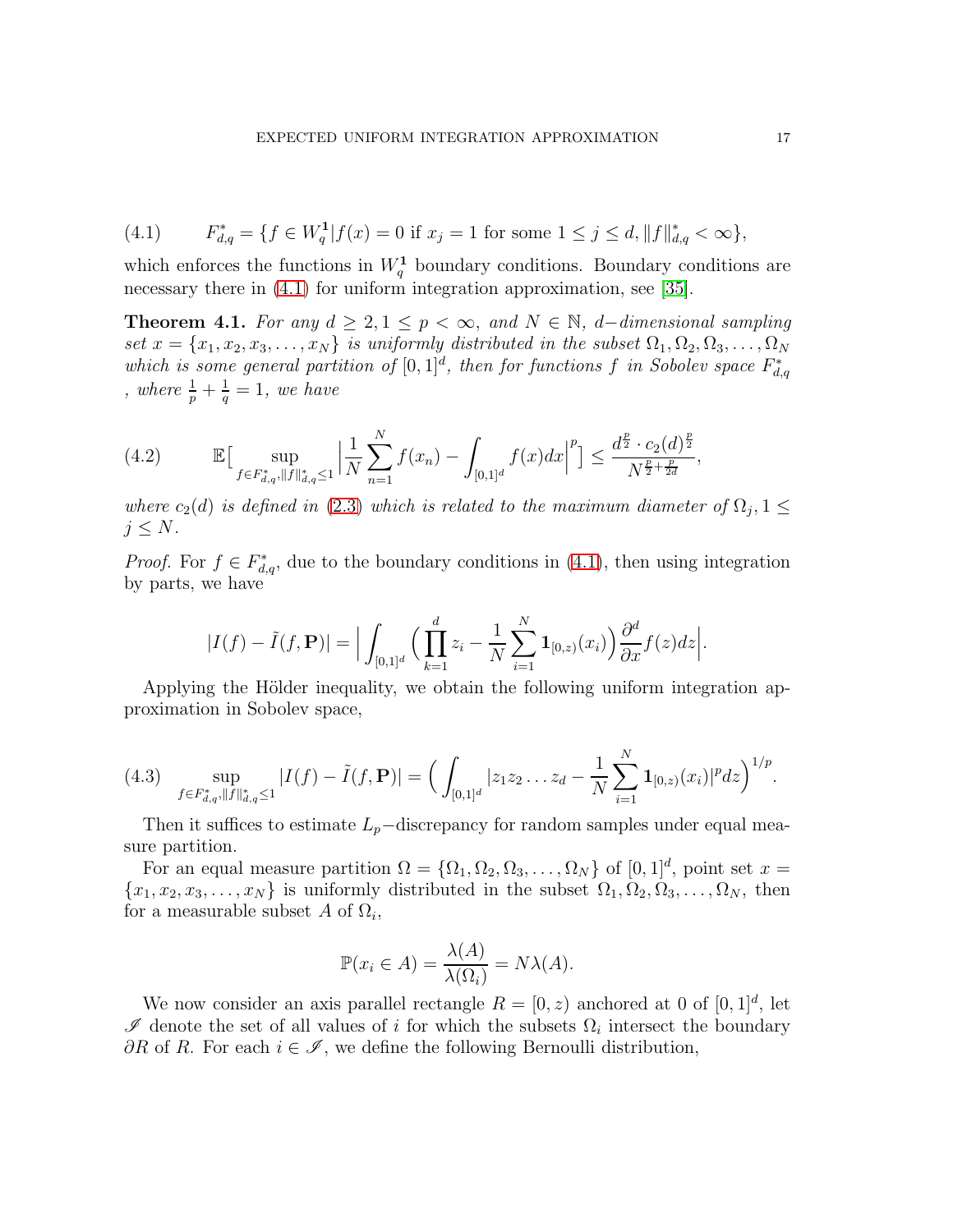$$F_{d,q}^* = \{f \in W_q^{\mathbf{1}} | f(x) = 0 \text{ if } x_j = 1 \text{ for some } 1 \le j \le d, \|f\|_{d,q}^* < \infty\}, \tag{4.1}$$

which enforces the functions in $W_q^{\mathbf{1}}$ boundary conditions. Boundary conditions are necessary there in (4.1) for uniform integration approximation, see [35].

**Theorem 4.1.** *For any $d \ge 2, 1 \le p < \infty$, and $N \in \mathbb{N}$, $d-$dimensional sampling set $x = \{x_1, x_2, x_3, \ldots, x_N\}$ is uniformly distributed in the subset $\Omega_1, \Omega_2, \Omega_3, \ldots, \Omega_N$ which is some general partition of $[0,1]^d$, then for functions $f$ in Sobolev space $F_{d,q}^*$ , where $\frac{1}{p} + \frac{1}{q} = 1$, we have*

$$\mathbb{E}\big[\sup_{f \in F_{d,q}^*, \|f\|_{d,q}^* \le 1} \Big| \frac{1}{N} \sum_{n=1}^{N} f(x_n) - \int_{[0,1]^d} f(x) dx \Big|^p\big] \le \frac{d^{\frac{p}{2}} \cdot c_2(d)^{\frac{p}{2}}}{N^{\frac{p}{2} + \frac{p}{2d}}}, \tag{4.2}$$

*where $c_2(d)$ is defined in (2.3) which is related to the maximum diameter of $\Omega_j, 1 \le j \le N$.*

*Proof.* For $f \in F_{d,q}^*$, due to the boundary conditions in (4.1), then using integration by parts, we have

$$|I(f) - \tilde{I}(f, \mathbf{P})| = \Big| \int_{[0,1]^d} \Big( \prod_{k=1}^{d} z_i - \frac{1}{N} \sum_{i=1}^{N} \mathbf{1}_{[0,z)}(x_i) \Big) \frac{\partial^d}{\partial x} f(z) dz \Big|.$$

Applying the Hölder inequality, we obtain the following uniform integration approximation in Sobolev space,

$$\sup_{f \in F_{d,q}^*, \|f\|_{d,q}^* \le 1} |I(f) - \tilde{I}(f, \mathbf{P})| = \Big( \int_{[0,1]^d} |z_1 z_2 \ldots z_d - \frac{1}{N} \sum_{i=1}^{N} \mathbf{1}_{[0,z)}(x_i)|^p dz \Big)^{1/p}. \tag{4.3}$$

Then it suffices to estimate $L_p-$discrepancy for random samples under equal measure partition.

For an equal measure partition $\Omega = \{\Omega_1, \Omega_2, \Omega_3, \ldots, \Omega_N\}$ of $[0,1]^d$, point set $x = \{x_1, x_2, x_3, \ldots, x_N\}$ is uniformly distributed in the subset $\Omega_1, \Omega_2, \Omega_3, \ldots, \Omega_N$, then for a measurable subset $A$ of $\Omega_i$,

$$\mathbb{P}(x_i \in A) = \frac{\lambda(A)}{\lambda(\Omega_i)} = N\lambda(A).$$

We now consider an axis parallel rectangle $R = [0, z)$ anchored at 0 of $[0,1]^d$, let $\mathscr{I}$ denote the set of all values of $i$ for which the subsets $\Omega_i$ intersect the boundary $\partial R$ of $R$. For each $i \in \mathscr{I}$, we define the following Bernoulli distribution,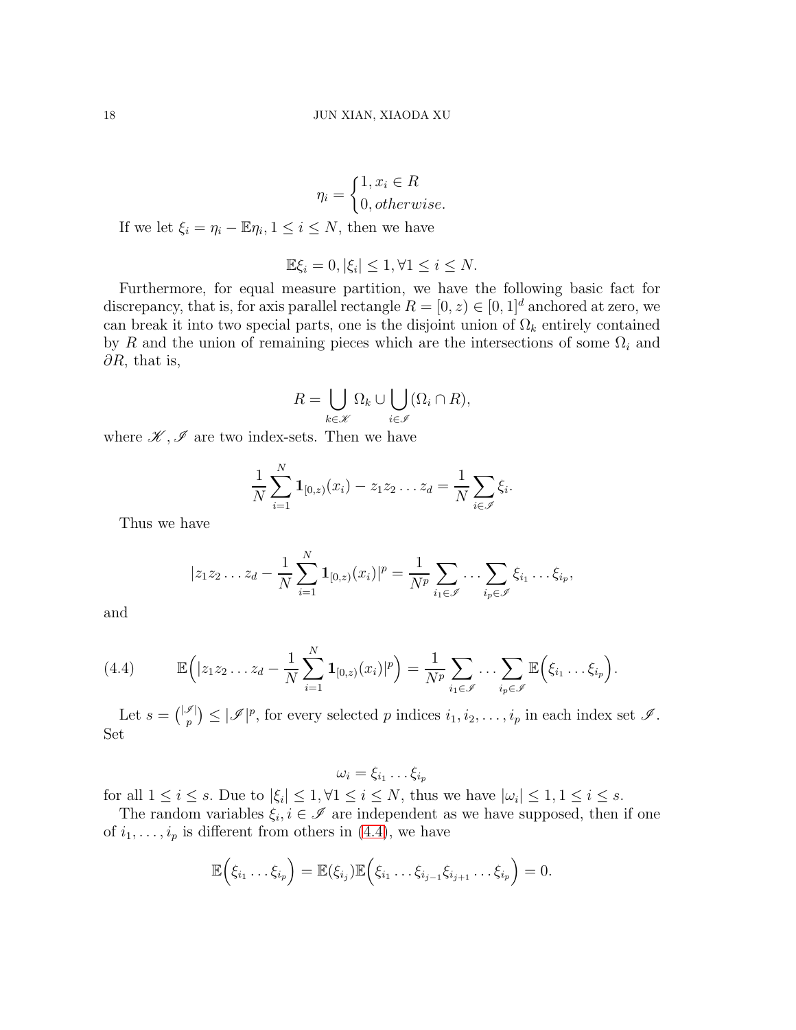$$\eta_i = \begin{cases} 1, x_i \in R \\ 0, otherwise. \end{cases}$$

If we let $\xi_i = \eta_i - \mathbb{E}\eta_i, 1 \leq i \leq N$, then we have

$$\mathbb{E}\xi_i = 0, |\xi_i| \leq 1, \forall 1 \leq i \leq N.$$

Furthermore, for equal measure partition, we have the following basic fact for discrepancy, that is, for axis parallel rectangle $R = [0, z) \in [0,1]^d$ anchored at zero, we can break it into two special parts, one is the disjoint union of $\Omega_k$ entirely contained by $R$ and the union of remaining pieces which are the intersections of some $\Omega_i$ and $\partial R$, that is,

$$R = \bigcup_{k \in \mathscr{K}} \Omega_k \cup \bigcup_{i \in \mathscr{I}} (\Omega_i \cap R),$$

where $\mathscr{K}, \mathscr{I}$ are two index-sets. Then we have

$$\frac{1}{N} \sum_{i=1}^{N} \mathbf{1}_{[0,z)}(x_i) - z_1 z_2 \dots z_d = \frac{1}{N} \sum_{i \in \mathscr{I}} \xi_i.$$

Thus we have

$$|z_1 z_2 \dots z_d - \frac{1}{N} \sum_{i=1}^{N} \mathbf{1}_{[0,z)}(x_i)|^p = \frac{1}{N^p} \sum_{i_1 \in \mathscr{I}} \cdots \sum_{i_p \in \mathscr{I}} \xi_{i_1} \dots \xi_{i_p},$$

and

$$\mathbb{E}\Big(|z_1 z_2 \dots z_d - \frac{1}{N} \sum_{i=1}^{N} \mathbf{1}_{[0,z)}(x_i)|^p\Big) = \frac{1}{N^p} \sum_{i_1 \in \mathscr{I}} \cdots \sum_{i_p \in \mathscr{I}} \mathbb{E}\Big(\xi_{i_1} \dots \xi_{i_p}\Big). \tag{4.4}$$

Let $s = \binom{|\mathscr{I}|}{p} \leq |\mathscr{I}|^p$, for every selected $p$ indices $i_1, i_2, \dots, i_p$ in each index set $\mathscr{I}$. Set

$$\omega_i = \xi_{i_1} \dots \xi_{i_p}$$

for all $1 \leq i \leq s$. Due to $|\xi_i| \leq 1, \forall 1 \leq i \leq N$, thus we have $|\omega_i| \leq 1, 1 \leq i \leq s$.

The random variables $\xi_i, i \in \mathscr{I}$ are independent as we have supposed, then if one of $i_1, \dots, i_p$ is different from others in (4.4), we have

$$\mathbb{E}\Big(\xi_{i_1} \dots \xi_{i_p}\Big) = \mathbb{E}(\xi_{i_j}) \mathbb{E}\Big(\xi_{i_1} \dots \xi_{i_{j-1}} \xi_{i_{j+1}} \dots \xi_{i_p}\Big) = 0.$$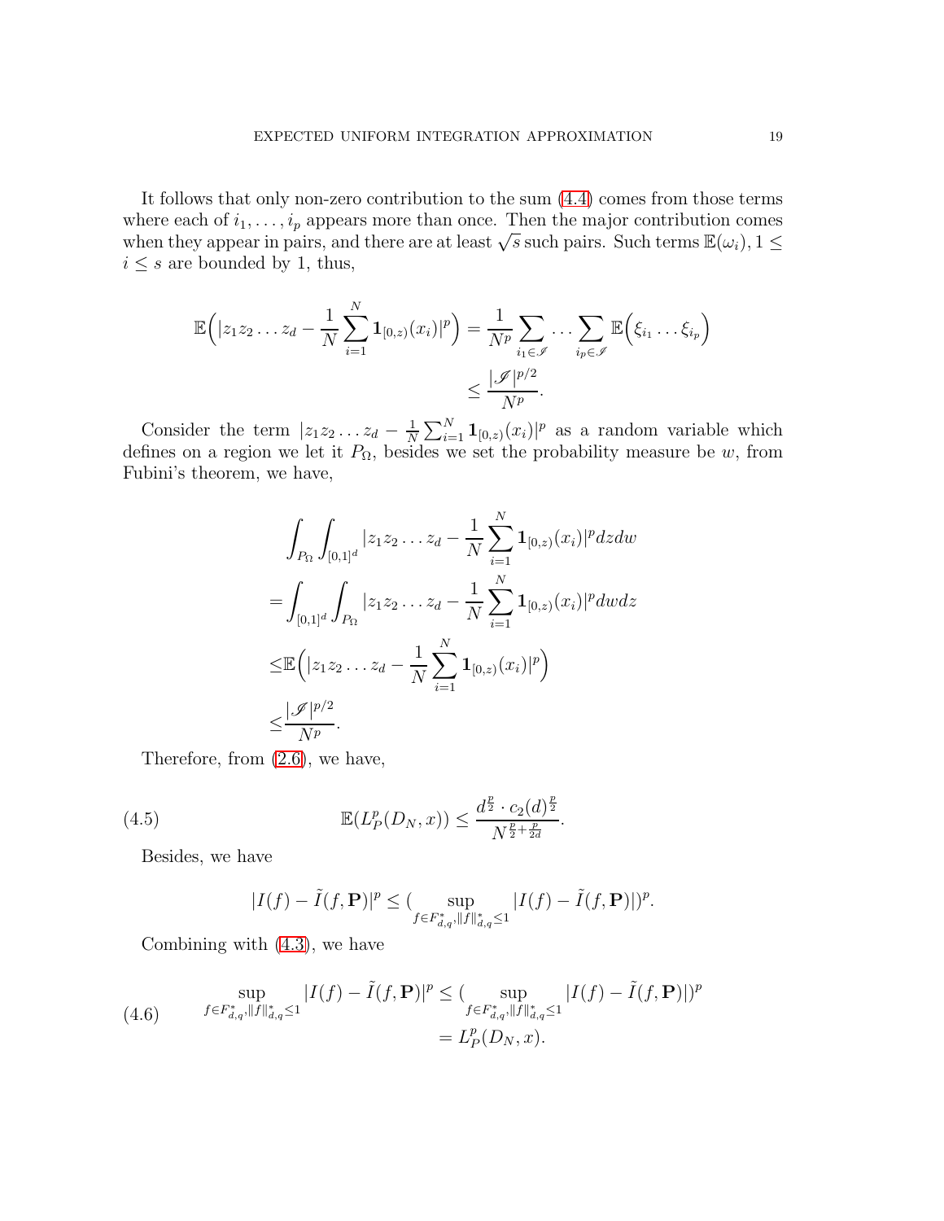It follows that only non-zero contribution to the sum (4.4) comes from those terms where each of $i_1, \ldots, i_p$ appears more than once. Then the major contribution comes when they appear in pairs, and there are at least $\sqrt{s}$ such pairs. Such terms $\mathbb{E}(\omega_i), 1 \leq i \leq s$ are bounded by 1, thus,

$$\begin{aligned}\mathbb{E}\Big(|z_1 z_2 \ldots z_d - \frac{1}{N}\sum_{i=1}^{N}\mathbf{1}_{[0,z)}(x_i)|^p\Big) &= \frac{1}{N^p}\sum_{i_1 \in \mathscr{I}} \cdots \sum_{i_p \in \mathscr{I}} \mathbb{E}\Big(\xi_{i_1} \ldots \xi_{i_p}\Big) \\ &\leq \frac{|\mathscr{I}|^{p/2}}{N^p}.\end{aligned}$$

Consider the term $|z_1 z_2 \ldots z_d - \frac{1}{N}\sum_{i=1}^{N}\mathbf{1}_{[0,z)}(x_i)|^p$ as a random variable which defines on a region we let it $P_\Omega$, besides we set the probability measure be $w$, from Fubini's theorem, we have,

$$\begin{aligned}&\int_{P_\Omega}\int_{[0,1]^d}|z_1 z_2 \ldots z_d - \frac{1}{N}\sum_{i=1}^{N}\mathbf{1}_{[0,z)}(x_i)|^p dz dw \\ =&\int_{[0,1]^d}\int_{P_\Omega}|z_1 z_2 \ldots z_d - \frac{1}{N}\sum_{i=1}^{N}\mathbf{1}_{[0,z)}(x_i)|^p dw dz \\ \leq&\mathbb{E}\Big(|z_1 z_2 \ldots z_d - \frac{1}{N}\sum_{i=1}^{N}\mathbf{1}_{[0,z)}(x_i)|^p\Big) \\ \leq&\frac{|\mathscr{I}|^{p/2}}{N^p}.\end{aligned}$$

Therefore, from (2.6), we have,

$$\mathbb{E}(L_P^p(D_N, x)) \leq \frac{d^{\frac{p}{2}} \cdot c_2(d)^{\frac{p}{2}}}{N^{\frac{p}{2}+\frac{p}{2d}}}. \tag{4.5}$$

Besides, we have

$$|I(f) - \tilde{I}(f, \mathbf{P})|^p \leq (\sup_{f \in F_{d,q}^*, \|f\|_{d,q}^* \leq 1}|I(f) - \tilde{I}(f, \mathbf{P})|)^p.$$

Combining with (4.3), we have

$$\begin{aligned}\sup_{f \in F_{d,q}^*, \|f\|_{d,q}^* \leq 1}|I(f) - \tilde{I}(f, \mathbf{P})|^p &\leq (\sup_{f \in F_{d,q}^*, \|f\|_{d,q}^* \leq 1}|I(f) - \tilde{I}(f, \mathbf{P})|)^p \\ &= L_P^p(D_N, x).\end{aligned} \tag{4.6}$$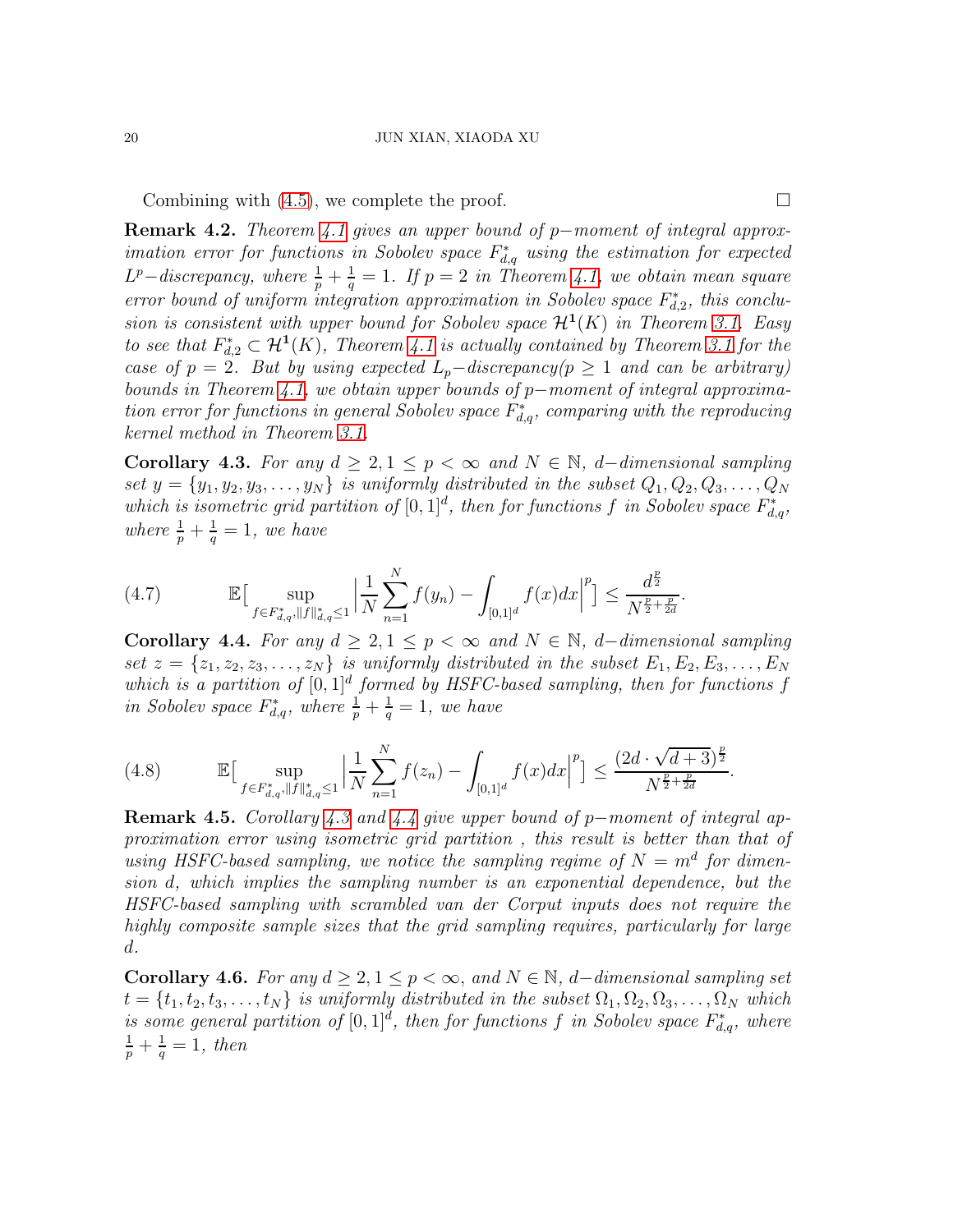Combining with (4.5), we complete the proof. □

**Remark 4.2.** *Theorem 4.1 gives an upper bound of $p-$moment of integral approximation error for functions in Sobolev space $F^*_{d,q}$ using the estimation for expected $L^p-$discrepancy, where $\frac{1}{p}+\frac{1}{q}=1$. If $p=2$ in Theorem 4.1, we obtain mean square error bound of uniform integration approximation in Sobolev space $F^*_{d,2}$, this conclusion is consistent with upper bound for Sobolev space $\mathcal{H}^{\mathbf{1}}(K)$ in Theorem 3.1. Easy to see that $F^*_{d,2}\subset\mathcal{H}^{\mathbf{1}}(K)$, Theorem 4.1 is actually contained by Theorem 3.1 for the case of $p=2$. But by using expected $L_p-$discrepancy($p\geq 1$ and can be arbitrary) bounds in Theorem 4.1, we obtain upper bounds of $p-$moment of integral approximation error for functions in general Sobolev space $F^*_{d,q}$, comparing with the reproducing kernel method in Theorem 3.1.*

**Corollary 4.3.** *For any $d\geq 2, 1\leq p<\infty$ and $N\in\mathbb{N}$, $d-$dimensional sampling set $y=\{y_1,y_2,y_3,\ldots,y_N\}$ is uniformly distributed in the subset $Q_1,Q_2,Q_3,\ldots,Q_N$ which is isometric grid partition of $[0,1]^d$, then for functions $f$ in Sobolev space $F^*_{d,q}$, where $\frac{1}{p}+\frac{1}{q}=1$, we have*

$$\mathbb{E}\Big[\sup_{f\in F^*_{d,q},\|f\|^*_{d,q}\leq 1}\Big|\frac{1}{N}\sum_{n=1}^{N}f(y_n)-\int_{[0,1]^d}f(x)dx\Big|^p\Big]\leq\frac{d^{\frac{p}{2}}}{N^{\frac{p}{2}+\frac{p}{2d}}}. \tag{4.7}$$

**Corollary 4.4.** *For any $d\geq 2, 1\leq p<\infty$ and $N\in\mathbb{N}$, $d-$dimensional sampling set $z=\{z_1,z_2,z_3,\ldots,z_N\}$ is uniformly distributed in the subset $E_1,E_2,E_3,\ldots,E_N$ which is a partition of $[0,1]^d$ formed by HSFC-based sampling, then for functions $f$ in Sobolev space $F^*_{d,q}$, where $\frac{1}{p}+\frac{1}{q}=1$, we have*

$$\mathbb{E}\Big[\sup_{f\in F^*_{d,q},\|f\|^*_{d,q}\leq 1}\Big|\frac{1}{N}\sum_{n=1}^{N}f(z_n)-\int_{[0,1]^d}f(x)dx\Big|^p\Big]\leq\frac{(2d\cdot\sqrt{d+3})^{\frac{p}{2}}}{N^{\frac{p}{2}+\frac{p}{2d}}}. \tag{4.8}$$

**Remark 4.5.** *Corollary 4.3 and 4.4 give upper bound of $p-$moment of integral approximation error using isometric grid partition , this result is better than that of using HSFC-based sampling, we notice the sampling regime of $N=m^d$ for dimension d, which implies the sampling number is an exponential dependence, but the HSFC-based sampling with scrambled van der Corput inputs does not require the highly composite sample sizes that the grid sampling requires, particularly for large d.*

**Corollary 4.6.** *For any $d\geq 2, 1\leq p<\infty$, and $N\in\mathbb{N}$, $d-$dimensional sampling set $t=\{t_1,t_2,t_3,\ldots,t_N\}$ is uniformly distributed in the subset $\Omega_1,\Omega_2,\Omega_3,\ldots,\Omega_N$ which is some general partition of $[0,1]^d$, then for functions $f$ in Sobolev space $F^*_{d,q}$, where $\frac{1}{p}+\frac{1}{q}=1$, then*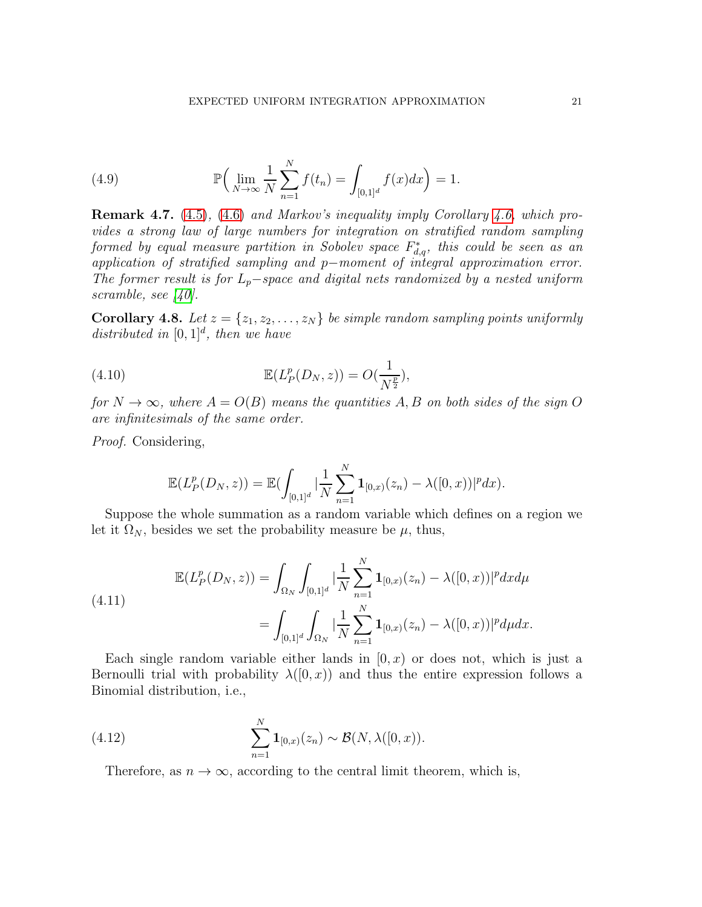$$
\mathbb{P}\Big(\lim_{N\to\infty}\frac{1}{N}\sum_{n=1}^{N}f(t_n)=\int_{[0,1]^d}f(x)dx\Big)=1. \tag{4.9}
$$

**Remark 4.7.** (4.5), (4.6) *and Markov's inequality imply Corollary 4.6, which provides a strong law of large numbers for integration on stratified random sampling formed by equal measure partition in Sobolev space $F_{d,q}^*$, this could be seen as an application of stratified sampling and $p-$moment of integral approximation error. The former result is for $L_p-$space and digital nets randomized by a nested uniform scramble, see [40].*

**Corollary 4.8.** *Let $z=\{z_1,z_2,\dots,z_N\}$ be simple random sampling points uniformly distributed in $[0,1]^d$, then we have*

$$
\mathbb{E}(L_P^p(D_N,z))=O(\frac{1}{N^{\frac{p}{2}}}), \tag{4.10}
$$

*for $N\to\infty$, where $A=O(B)$ means the quantities $A,B$ on both sides of the sign $O$ are infinitesimals of the same order.*

*Proof.* Considering,

$$
\mathbb{E}(L_P^p(D_N,z))=\mathbb{E}(\int_{[0,1]^d}|\frac{1}{N}\sum_{n=1}^{N}\mathbf{1}_{[0,x)}(z_n)-\lambda([0,x))|^p dx).
$$

Suppose the whole summation as a random variable which defines on a region we let it $\Omega_N$, besides we set the probability measure be $\mu$, thus,

$$
\begin{aligned}
\mathbb{E}(L_P^p(D_N,z))&=\int_{\Omega_N}\int_{[0,1]^d}|\frac{1}{N}\sum_{n=1}^{N}\mathbf{1}_{[0,x)}(z_n)-\lambda([0,x))|^p dx d\mu\\
&=\int_{[0,1]^d}\int_{\Omega_N}|\frac{1}{N}\sum_{n=1}^{N}\mathbf{1}_{[0,x)}(z_n)-\lambda([0,x))|^p d\mu dx.
\end{aligned} \tag{4.11}
$$

Each single random variable either lands in $[0,x)$ or does not, which is just a Bernoulli trial with probability $\lambda([0,x))$ and thus the entire expression follows a Binomial distribution, i.e.,

$$
\sum_{n=1}^{N}\mathbf{1}_{[0,x)}(z_n)\sim\mathcal{B}(N,\lambda([0,x)). \tag{4.12}
$$

Therefore, as $n\to\infty$, according to the central limit theorem, which is,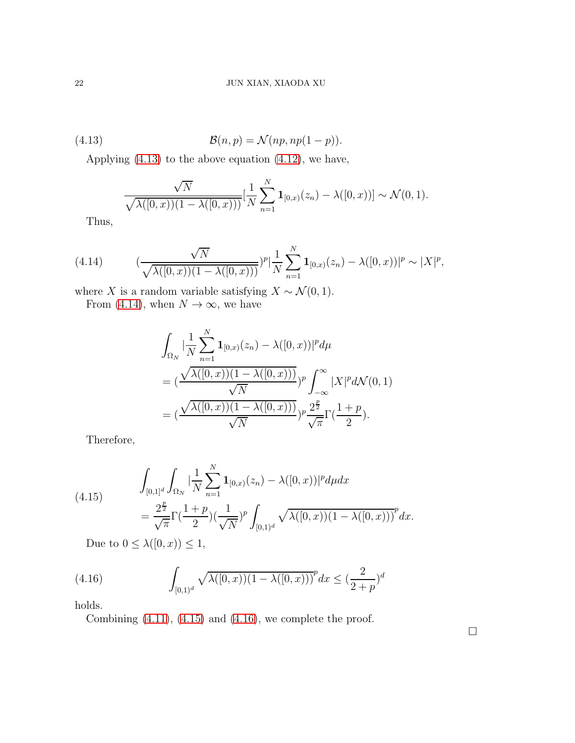$$\mathcal{B}(n,p) = \mathcal{N}(np, np(1-p)). \tag{4.13}$$

Applying (4.13) to the above equation (4.12), we have,

$$\frac{\sqrt{N}}{\sqrt{\lambda([0,x))(1-\lambda([0,x)))}}[\frac{1}{N}\sum_{n=1}^{N}\mathbf{1}_{[0,x)}(z_n) - \lambda([0,x))] \sim \mathcal{N}(0,1).$$

Thus,

$$(\frac{\sqrt{N}}{\sqrt{\lambda([0,x))(1-\lambda([0,x)))}})^p|\frac{1}{N}\sum_{n=1}^{N}\mathbf{1}_{[0,x)}(z_n) - \lambda([0,x))|^p \sim |X|^p, \tag{4.14}$$

where $X$ is a random variable satisfying $X \sim \mathcal{N}(0,1)$.

From (4.14), when $N \to \infty$, we have

$$\begin{aligned}
&\int_{\Omega_N} |\frac{1}{N}\sum_{n=1}^{N}\mathbf{1}_{[0,x)}(z_n) - \lambda([0,x))|^p d\mu \\
&= (\frac{\sqrt{\lambda([0,x))(1-\lambda([0,x)))}}{\sqrt{N}})^p \int_{-\infty}^{\infty} |X|^p d\mathcal{N}(0,1) \\
&= (\frac{\sqrt{\lambda([0,x))(1-\lambda([0,x)))}}{\sqrt{N}})^p \frac{2^{\frac{p}{2}}}{\sqrt{\pi}}\Gamma(\frac{1+p}{2}).
\end{aligned}$$

Therefore,

$$\begin{aligned}
&\int_{[0,1]^d}\int_{\Omega_N} |\frac{1}{N}\sum_{n=1}^{N}\mathbf{1}_{[0,x)}(z_n) - \lambda([0,x))|^p d\mu dx \\
&= \frac{2^{\frac{p}{2}}}{\sqrt{\pi}}\Gamma(\frac{1+p}{2})(\frac{1}{\sqrt{N}})^p \int_{[0,1)^d} \sqrt{\lambda([0,x))(1-\lambda([0,x)))}^p dx.
\end{aligned} \tag{4.15}$$

Due to $0 \leq \lambda([0,x)) \leq 1$,

$$\int_{[0,1)^d} \sqrt{\lambda([0,x))(1-\lambda([0,x)))}^p dx \leq (\frac{2}{2+p})^d \tag{4.16}$$

holds.

Combining (4.11), (4.15) and (4.16), we complete the proof. □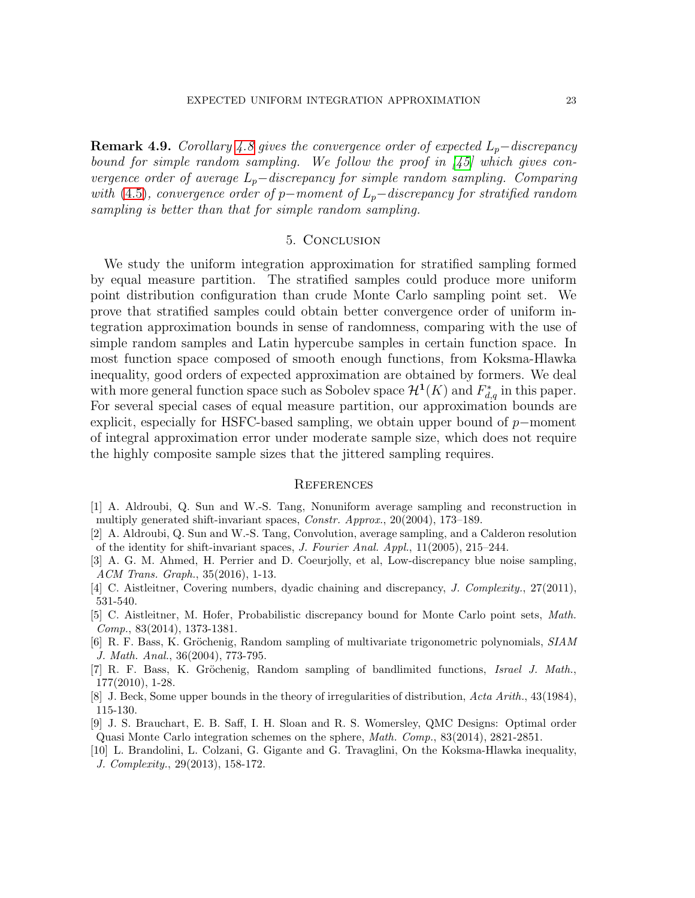**Remark 4.9.** *Corollary 4.8 gives the convergence order of expected $L_p-$discrepancy bound for simple random sampling. We follow the proof in [45] which gives convergence order of average $L_p-$discrepancy for simple random sampling. Comparing with (4.5), convergence order of $p-$moment of $L_p-$discrepancy for stratified random sampling is better than that for simple random sampling.*

## 5. Conclusion

We study the uniform integration approximation for stratified sampling formed by equal measure partition. The stratified samples could produce more uniform point distribution configuration than crude Monte Carlo sampling point set. We prove that stratified samples could obtain better convergence order of uniform integration approximation bounds in sense of randomness, comparing with the use of simple random samples and Latin hypercube samples in certain function space. In most function space composed of smooth enough functions, from Koksma-Hlawka inequality, good orders of expected approximation are obtained by formers. We deal with more general function space such as Sobolev space $\mathcal{H}^{\mathbf{1}}(K)$ and $F^*_{d,q}$ in this paper. For several special cases of equal measure partition, our approximation bounds are explicit, especially for HSFC-based sampling, we obtain upper bound of $p-$moment of integral approximation error under moderate sample size, which does not require the highly composite sample sizes that the jittered sampling requires.

## References

[1] A. Aldroubi, Q. Sun and W.-S. Tang, Nonuniform average sampling and reconstruction in multiply generated shift-invariant spaces, *Constr. Approx.*, 20(2004), 173–189.

[2] A. Aldroubi, Q. Sun and W.-S. Tang, Convolution, average sampling, and a Calderon resolution of the identity for shift-invariant spaces, *J. Fourier Anal. Appl.*, 11(2005), 215–244.

[3] A. G. M. Ahmed, H. Perrier and D. Coeurjolly, et al, Low-discrepancy blue noise sampling, *ACM Trans. Graph.*, 35(2016), 1-13.

[4] C. Aistleitner, Covering numbers, dyadic chaining and discrepancy, *J. Complexity.*, 27(2011), 531-540.

[5] C. Aistleitner, M. Hofer, Probabilistic discrepancy bound for Monte Carlo point sets, *Math. Comp.*, 83(2014), 1373-1381.

[6] R. F. Bass, K. Gröchenig, Random sampling of multivariate trigonometric polynomials, *SIAM J. Math. Anal.*, 36(2004), 773-795.

[7] R. F. Bass, K. Gröchenig, Random sampling of bandlimited functions, *Israel J. Math.*, 177(2010), 1-28.

[8] J. Beck, Some upper bounds in the theory of irregularities of distribution, *Acta Arith.*, 43(1984), 115-130.

[9] J. S. Brauchart, E. B. Saff, I. H. Sloan and R. S. Womersley, QMC Designs: Optimal order Quasi Monte Carlo integration schemes on the sphere, *Math. Comp.*, 83(2014), 2821-2851.

[10] L. Brandolini, L. Colzani, G. Gigante and G. Travaglini, On the Koksma-Hlawka inequality, *J. Complexity.*, 29(2013), 158-172.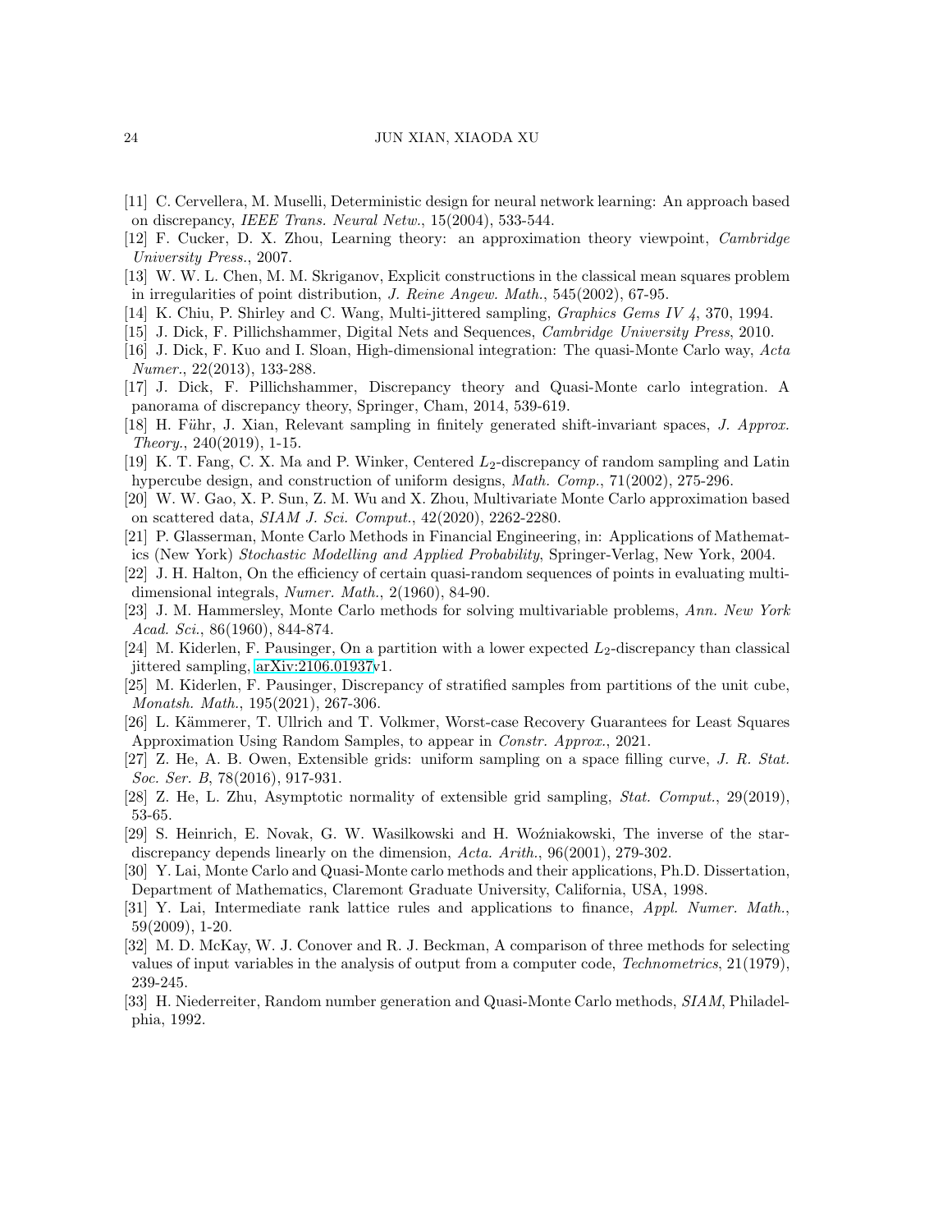[11] C. Cervellera, M. Muselli, Deterministic design for neural network learning: An approach based on discrepancy, *IEEE Trans. Neural Netw.*, 15(2004), 533-544.

[12] F. Cucker, D. X. Zhou, Learning theory: an approximation theory viewpoint, *Cambridge University Press.*, 2007.

[13] W. W. L. Chen, M. M. Skriganov, Explicit constructions in the classical mean squares problem in irregularities of point distribution, *J. Reine Angew. Math.*, 545(2002), 67-95.

[14] K. Chiu, P. Shirley and C. Wang, Multi-jittered sampling, *Graphics Gems IV 4*, 370, 1994.

[15] J. Dick, F. Pillichshammer, Digital Nets and Sequences, *Cambridge University Press*, 2010.

[16] J. Dick, F. Kuo and I. Sloan, High-dimensional integration: The quasi-Monte Carlo way, *Acta Numer.*, 22(2013), 133-288.

[17] J. Dick, F. Pillichshammer, Discrepancy theory and Quasi-Monte carlo integration. A panorama of discrepancy theory, Springer, Cham, 2014, 539-619.

[18] H. Führ, J. Xian, Relevant sampling in finitely generated shift-invariant spaces, *J. Approx. Theory.*, 240(2019), 1-15.

[19] K. T. Fang, C. X. Ma and P. Winker, Centered $L_2$-discrepancy of random sampling and Latin hypercube design, and construction of uniform designs, *Math. Comp.*, 71(2002), 275-296.

[20] W. W. Gao, X. P. Sun, Z. M. Wu and X. Zhou, Multivariate Monte Carlo approximation based on scattered data, *SIAM J. Sci. Comput.*, 42(2020), 2262-2280.

[21] P. Glasserman, Monte Carlo Methods in Financial Engineering, in: Applications of Mathematics (New York) *Stochastic Modelling and Applied Probability*, Springer-Verlag, New York, 2004.

[22] J. H. Halton, On the efficiency of certain quasi-random sequences of points in evaluating multi-dimensional integrals, *Numer. Math.*, 2(1960), 84-90.

[23] J. M. Hammersley, Monte Carlo methods for solving multivariable problems, *Ann. New York Acad. Sci.*, 86(1960), 844-874.

[24] M. Kiderlen, F. Pausinger, On a partition with a lower expected $L_2$-discrepancy than classical jittered sampling, arXiv:2106.01937v1.

[25] M. Kiderlen, F. Pausinger, Discrepancy of stratified samples from partitions of the unit cube, *Monatsh. Math.*, 195(2021), 267-306.

[26] L. Kämmerer, T. Ullrich and T. Volkmer, Worst-case Recovery Guarantees for Least Squares Approximation Using Random Samples, to appear in *Constr. Approx.*, 2021.

[27] Z. He, A. B. Owen, Extensible grids: uniform sampling on a space filling curve, *J. R. Stat. Soc. Ser. B*, 78(2016), 917-931.

[28] Z. He, L. Zhu, Asymptotic normality of extensible grid sampling, *Stat. Comput.*, 29(2019), 53-65.

[29] S. Heinrich, E. Novak, G. W. Wasilkowski and H. Woźniakowski, The inverse of the star-discrepancy depends linearly on the dimension, *Acta. Arith.*, 96(2001), 279-302.

[30] Y. Lai, Monte Carlo and Quasi-Monte carlo methods and their applications, Ph.D. Dissertation, Department of Mathematics, Claremont Graduate University, California, USA, 1998.

[31] Y. Lai, Intermediate rank lattice rules and applications to finance, *Appl. Numer. Math.*, 59(2009), 1-20.

[32] M. D. McKay, W. J. Conover and R. J. Beckman, A comparison of three methods for selecting values of input variables in the analysis of output from a computer code, *Technometrics*, 21(1979), 239-245.

[33] H. Niederreiter, Random number generation and Quasi-Monte Carlo methods, *SIAM*, Philadelphia, 1992.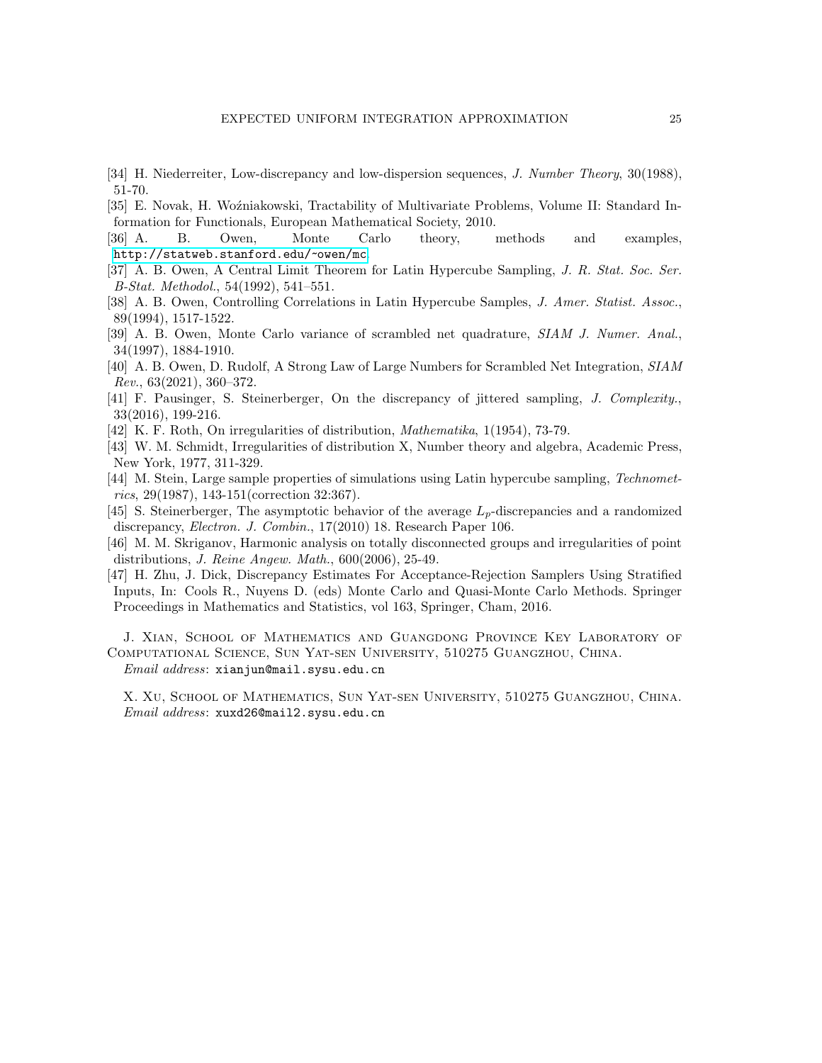[34] H. Niederreiter, Low-discrepancy and low-dispersion sequences, *J. Number Theory*, 30(1988), 51-70.

[35] E. Novak, H. Woźniakowski, Tractability of Multivariate Problems, Volume II: Standard Information for Functionals, European Mathematical Society, 2010.

[36] A. B. Owen, Monte Carlo theory, methods and examples, http://statweb.stanford.edu/~owen/mc.

[37] A. B. Owen, A Central Limit Theorem for Latin Hypercube Sampling, *J. R. Stat. Soc. Ser. B-Stat. Methodol.*, 54(1992), 541–551.

[38] A. B. Owen, Controlling Correlations in Latin Hypercube Samples, *J. Amer. Statist. Assoc.*, 89(1994), 1517-1522.

[39] A. B. Owen, Monte Carlo variance of scrambled net quadrature, *SIAM J. Numer. Anal.*, 34(1997), 1884-1910.

[40] A. B. Owen, D. Rudolf, A Strong Law of Large Numbers for Scrambled Net Integration, *SIAM Rev.*, 63(2021), 360–372.

[41] F. Pausinger, S. Steinerberger, On the discrepancy of jittered sampling, *J. Complexity.*, 33(2016), 199-216.

[42] K. F. Roth, On irregularities of distribution, *Mathematika*, 1(1954), 73-79.

[43] W. M. Schmidt, Irregularities of distribution X, Number theory and algebra, Academic Press, New York, 1977, 311-329.

[44] M. Stein, Large sample properties of simulations using Latin hypercube sampling, *Technometrics*, 29(1987), 143-151(correction 32:367).

[45] S. Steinerberger, The asymptotic behavior of the average $L_p$-discrepancies and a randomized discrepancy, *Electron. J. Combin.*, 17(2010) 18. Research Paper 106.

[46] M. M. Skriganov, Harmonic analysis on totally disconnected groups and irregularities of point distributions, *J. Reine Angew. Math.*, 600(2006), 25-49.

[47] H. Zhu, J. Dick, Discrepancy Estimates For Acceptance-Rejection Samplers Using Stratified Inputs, In: Cools R., Nuyens D. (eds) Monte Carlo and Quasi-Monte Carlo Methods. Springer Proceedings in Mathematics and Statistics, vol 163, Springer, Cham, 2016.

J. Xian, School of Mathematics and Guangdong Province Key Laboratory of Computational Science, Sun Yat-sen University, 510275 Guangzhou, China.
*Email address*: xianjun@mail.sysu.edu.cn

X. Xu, School of Mathematics, Sun Yat-sen University, 510275 Guangzhou, China.
*Email address*: xuxd26@mail2.sysu.edu.cn